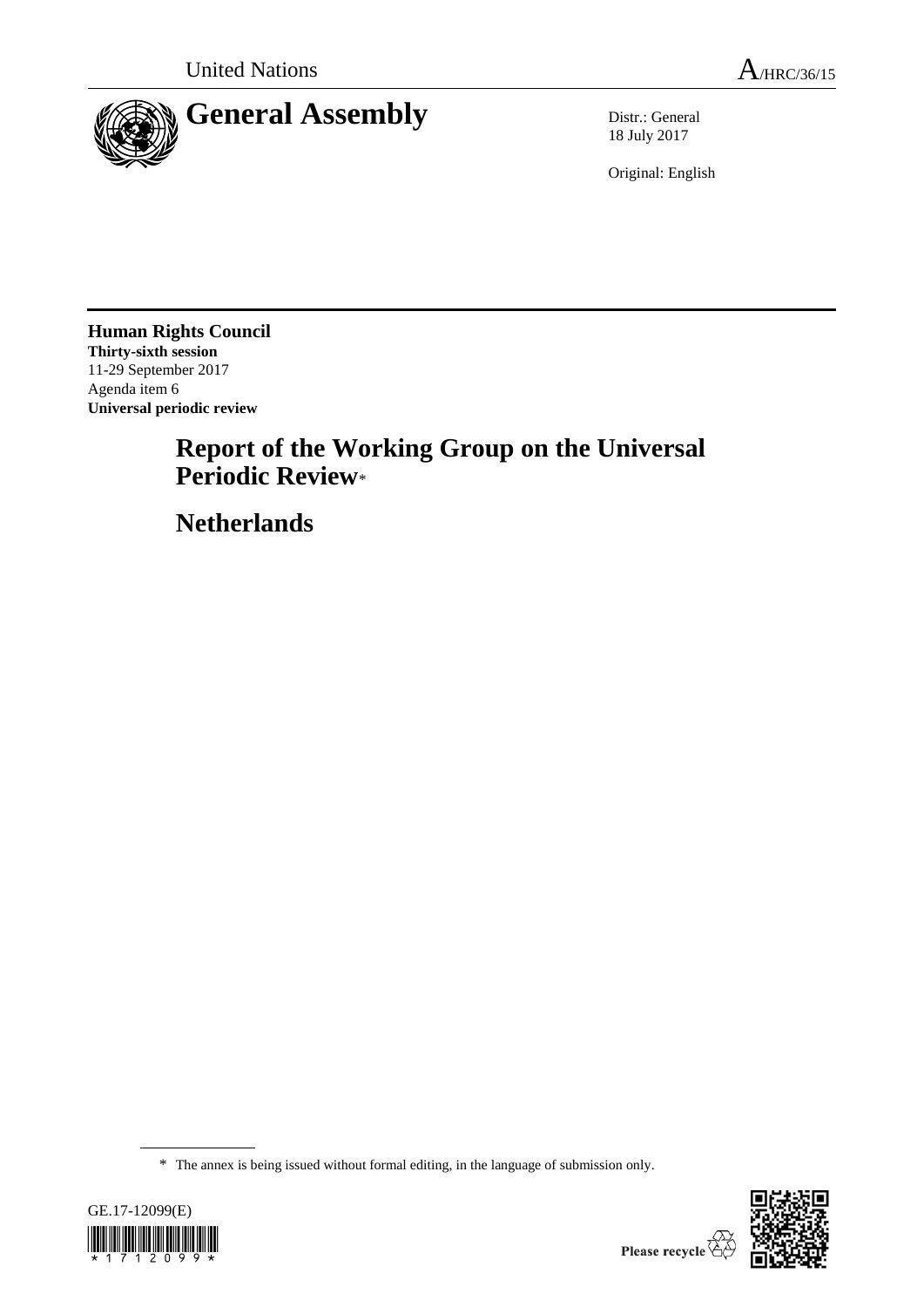United Nations A/HRC/36/15

# General Assembly

Distr.: General
18 July 2017

Original: English

**Human Rights Council**
**Thirty-sixth session**
11-29 September 2017
Agenda item 6
**Universal periodic review**

# Report of the Working Group on the Universal Periodic Review*

# Netherlands

* The annex is being issued without formal editing, in the language of submission only.

GE.17-12099(E)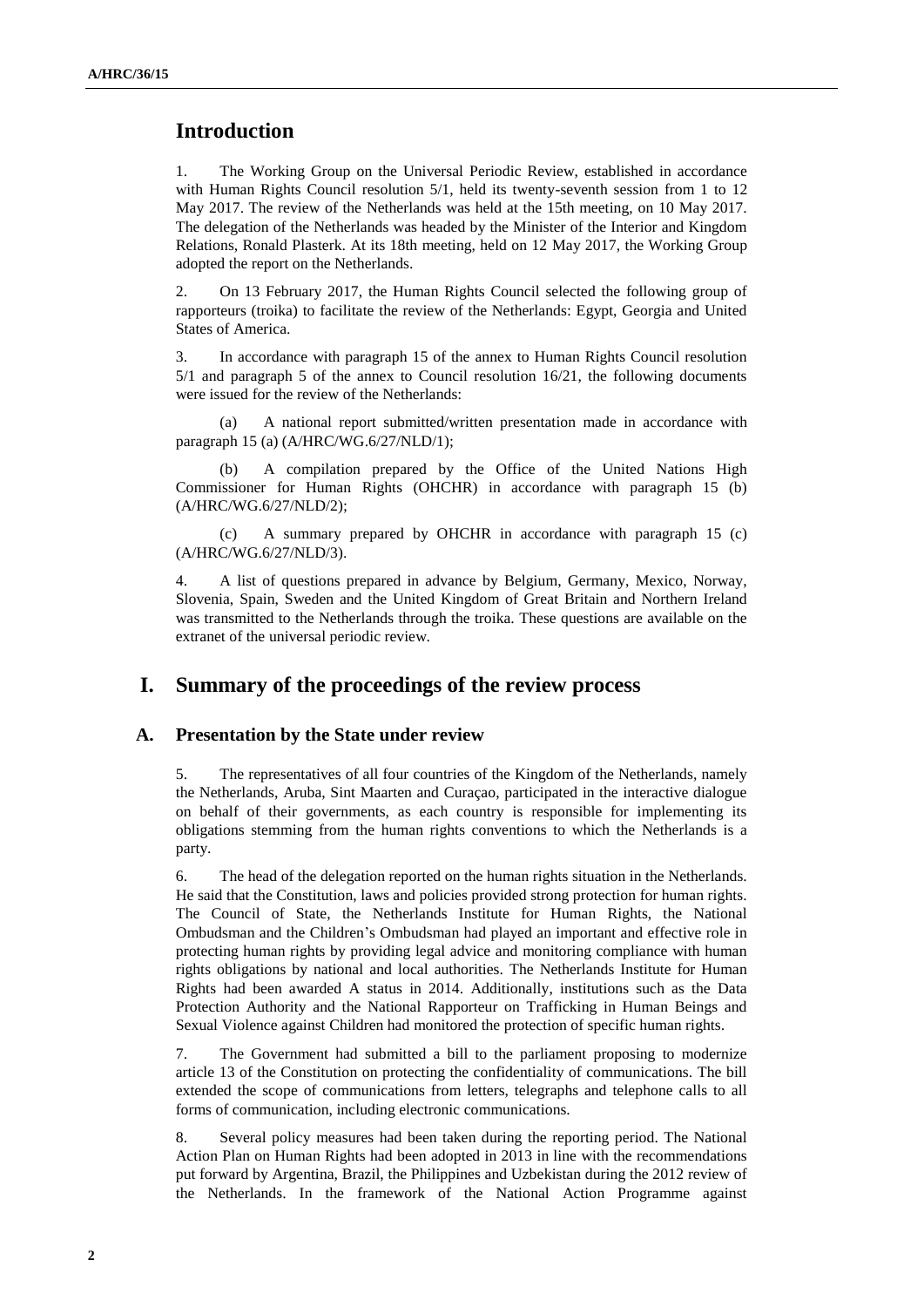# Introduction

1. The Working Group on the Universal Periodic Review, established in accordance with Human Rights Council resolution 5/1, held its twenty-seventh session from 1 to 12 May 2017. The review of the Netherlands was held at the 15th meeting, on 10 May 2017. The delegation of the Netherlands was headed by the Minister of the Interior and Kingdom Relations, Ronald Plasterk. At its 18th meeting, held on 12 May 2017, the Working Group adopted the report on the Netherlands.

2. On 13 February 2017, the Human Rights Council selected the following group of rapporteurs (troika) to facilitate the review of the Netherlands: Egypt, Georgia and United States of America.

3. In accordance with paragraph 15 of the annex to Human Rights Council resolution 5/1 and paragraph 5 of the annex to Council resolution 16/21, the following documents were issued for the review of the Netherlands:

(a) A national report submitted/written presentation made in accordance with paragraph 15 (a) (A/HRC/WG.6/27/NLD/1);

(b) A compilation prepared by the Office of the United Nations High Commissioner for Human Rights (OHCHR) in accordance with paragraph 15 (b) (A/HRC/WG.6/27/NLD/2);

(c) A summary prepared by OHCHR in accordance with paragraph 15 (c) (A/HRC/WG.6/27/NLD/3).

4. A list of questions prepared in advance by Belgium, Germany, Mexico, Norway, Slovenia, Spain, Sweden and the United Kingdom of Great Britain and Northern Ireland was transmitted to the Netherlands through the troika. These questions are available on the extranet of the universal periodic review.

# I. Summary of the proceedings of the review process

## A. Presentation by the State under review

5. The representatives of all four countries of the Kingdom of the Netherlands, namely the Netherlands, Aruba, Sint Maarten and Curaçao, participated in the interactive dialogue on behalf of their governments, as each country is responsible for implementing its obligations stemming from the human rights conventions to which the Netherlands is a party.

6. The head of the delegation reported on the human rights situation in the Netherlands. He said that the Constitution, laws and policies provided strong protection for human rights. The Council of State, the Netherlands Institute for Human Rights, the National Ombudsman and the Children's Ombudsman had played an important and effective role in protecting human rights by providing legal advice and monitoring compliance with human rights obligations by national and local authorities. The Netherlands Institute for Human Rights had been awarded A status in 2014. Additionally, institutions such as the Data Protection Authority and the National Rapporteur on Trafficking in Human Beings and Sexual Violence against Children had monitored the protection of specific human rights.

7. The Government had submitted a bill to the parliament proposing to modernize article 13 of the Constitution on protecting the confidentiality of communications. The bill extended the scope of communications from letters, telegraphs and telephone calls to all forms of communication, including electronic communications.

8. Several policy measures had been taken during the reporting period. The National Action Plan on Human Rights had been adopted in 2013 in line with the recommendations put forward by Argentina, Brazil, the Philippines and Uzbekistan during the 2012 review of the Netherlands. In the framework of the National Action Programme against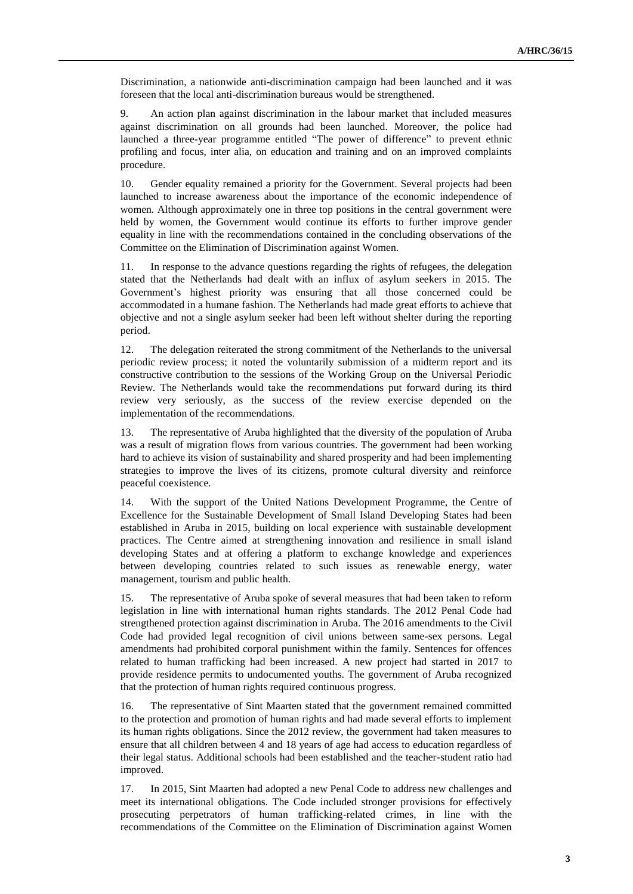Discrimination, a nationwide anti-discrimination campaign had been launched and it was foreseen that the local anti-discrimination bureaus would be strengthened.

9. An action plan against discrimination in the labour market that included measures against discrimination on all grounds had been launched. Moreover, the police had launched a three-year programme entitled "The power of difference" to prevent ethnic profiling and focus, inter alia, on education and training and on an improved complaints procedure.

10. Gender equality remained a priority for the Government. Several projects had been launched to increase awareness about the importance of the economic independence of women. Although approximately one in three top positions in the central government were held by women, the Government would continue its efforts to further improve gender equality in line with the recommendations contained in the concluding observations of the Committee on the Elimination of Discrimination against Women.

11. In response to the advance questions regarding the rights of refugees, the delegation stated that the Netherlands had dealt with an influx of asylum seekers in 2015. The Government's highest priority was ensuring that all those concerned could be accommodated in a humane fashion. The Netherlands had made great efforts to achieve that objective and not a single asylum seeker had been left without shelter during the reporting period.

12. The delegation reiterated the strong commitment of the Netherlands to the universal periodic review process; it noted the voluntarily submission of a midterm report and its constructive contribution to the sessions of the Working Group on the Universal Periodic Review. The Netherlands would take the recommendations put forward during its third review very seriously, as the success of the review exercise depended on the implementation of the recommendations.

13. The representative of Aruba highlighted that the diversity of the population of Aruba was a result of migration flows from various countries. The government had been working hard to achieve its vision of sustainability and shared prosperity and had been implementing strategies to improve the lives of its citizens, promote cultural diversity and reinforce peaceful coexistence.

14. With the support of the United Nations Development Programme, the Centre of Excellence for the Sustainable Development of Small Island Developing States had been established in Aruba in 2015, building on local experience with sustainable development practices. The Centre aimed at strengthening innovation and resilience in small island developing States and at offering a platform to exchange knowledge and experiences between developing countries related to such issues as renewable energy, water management, tourism and public health.

15. The representative of Aruba spoke of several measures that had been taken to reform legislation in line with international human rights standards. The 2012 Penal Code had strengthened protection against discrimination in Aruba. The 2016 amendments to the Civil Code had provided legal recognition of civil unions between same-sex persons. Legal amendments had prohibited corporal punishment within the family. Sentences for offences related to human trafficking had been increased. A new project had started in 2017 to provide residence permits to undocumented youths. The government of Aruba recognized that the protection of human rights required continuous progress.

16. The representative of Sint Maarten stated that the government remained committed to the protection and promotion of human rights and had made several efforts to implement its human rights obligations. Since the 2012 review, the government had taken measures to ensure that all children between 4 and 18 years of age had access to education regardless of their legal status. Additional schools had been established and the teacher-student ratio had improved.

17. In 2015, Sint Maarten had adopted a new Penal Code to address new challenges and meet its international obligations. The Code included stronger provisions for effectively prosecuting perpetrators of human trafficking-related crimes, in line with the recommendations of the Committee on the Elimination of Discrimination against Women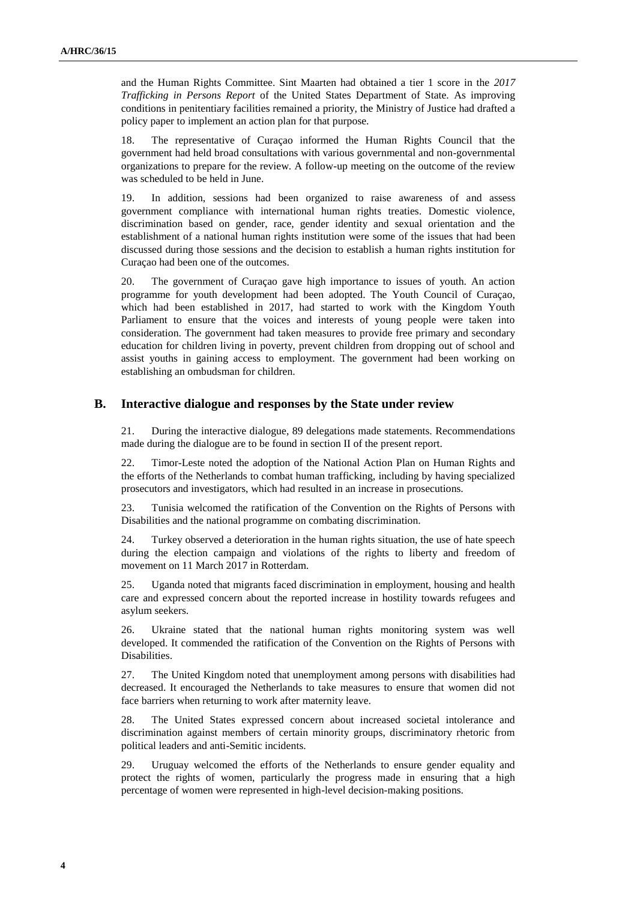and the Human Rights Committee. Sint Maarten had obtained a tier 1 score in the *2017 Trafficking in Persons Report* of the United States Department of State. As improving conditions in penitentiary facilities remained a priority, the Ministry of Justice had drafted a policy paper to implement an action plan for that purpose.

18. The representative of Curaçao informed the Human Rights Council that the government had held broad consultations with various governmental and non-governmental organizations to prepare for the review. A follow-up meeting on the outcome of the review was scheduled to be held in June.

19. In addition, sessions had been organized to raise awareness of and assess government compliance with international human rights treaties. Domestic violence, discrimination based on gender, race, gender identity and sexual orientation and the establishment of a national human rights institution were some of the issues that had been discussed during those sessions and the decision to establish a human rights institution for Curaçao had been one of the outcomes.

20. The government of Curaçao gave high importance to issues of youth. An action programme for youth development had been adopted. The Youth Council of Curaçao, which had been established in 2017, had started to work with the Kingdom Youth Parliament to ensure that the voices and interests of young people were taken into consideration. The government had taken measures to provide free primary and secondary education for children living in poverty, prevent children from dropping out of school and assist youths in gaining access to employment. The government had been working on establishing an ombudsman for children.

## B. Interactive dialogue and responses by the State under review

21. During the interactive dialogue, 89 delegations made statements. Recommendations made during the dialogue are to be found in section II of the present report.

22. Timor-Leste noted the adoption of the National Action Plan on Human Rights and the efforts of the Netherlands to combat human trafficking, including by having specialized prosecutors and investigators, which had resulted in an increase in prosecutions.

23. Tunisia welcomed the ratification of the Convention on the Rights of Persons with Disabilities and the national programme on combating discrimination.

24. Turkey observed a deterioration in the human rights situation, the use of hate speech during the election campaign and violations of the rights to liberty and freedom of movement on 11 March 2017 in Rotterdam.

25. Uganda noted that migrants faced discrimination in employment, housing and health care and expressed concern about the reported increase in hostility towards refugees and asylum seekers.

26. Ukraine stated that the national human rights monitoring system was well developed. It commended the ratification of the Convention on the Rights of Persons with Disabilities.

27. The United Kingdom noted that unemployment among persons with disabilities had decreased. It encouraged the Netherlands to take measures to ensure that women did not face barriers when returning to work after maternity leave.

28. The United States expressed concern about increased societal intolerance and discrimination against members of certain minority groups, discriminatory rhetoric from political leaders and anti-Semitic incidents.

29. Uruguay welcomed the efforts of the Netherlands to ensure gender equality and protect the rights of women, particularly the progress made in ensuring that a high percentage of women were represented in high-level decision-making positions.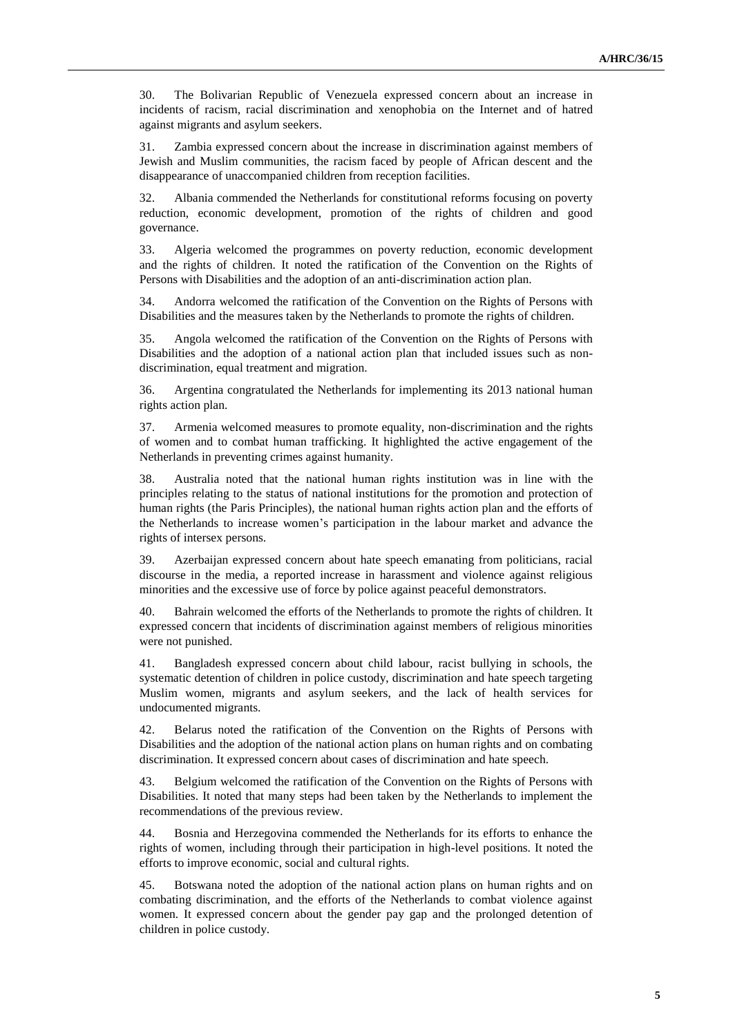30. The Bolivarian Republic of Venezuela expressed concern about an increase in incidents of racism, racial discrimination and xenophobia on the Internet and of hatred against migrants and asylum seekers.

31. Zambia expressed concern about the increase in discrimination against members of Jewish and Muslim communities, the racism faced by people of African descent and the disappearance of unaccompanied children from reception facilities.

32. Albania commended the Netherlands for constitutional reforms focusing on poverty reduction, economic development, promotion of the rights of children and good governance.

33. Algeria welcomed the programmes on poverty reduction, economic development and the rights of children. It noted the ratification of the Convention on the Rights of Persons with Disabilities and the adoption of an anti-discrimination action plan.

34. Andorra welcomed the ratification of the Convention on the Rights of Persons with Disabilities and the measures taken by the Netherlands to promote the rights of children.

35. Angola welcomed the ratification of the Convention on the Rights of Persons with Disabilities and the adoption of a national action plan that included issues such as non-discrimination, equal treatment and migration.

36. Argentina congratulated the Netherlands for implementing its 2013 national human rights action plan.

37. Armenia welcomed measures to promote equality, non-discrimination and the rights of women and to combat human trafficking. It highlighted the active engagement of the Netherlands in preventing crimes against humanity.

38. Australia noted that the national human rights institution was in line with the principles relating to the status of national institutions for the promotion and protection of human rights (the Paris Principles), the national human rights action plan and the efforts of the Netherlands to increase women's participation in the labour market and advance the rights of intersex persons.

39. Azerbaijan expressed concern about hate speech emanating from politicians, racial discourse in the media, a reported increase in harassment and violence against religious minorities and the excessive use of force by police against peaceful demonstrators.

40. Bahrain welcomed the efforts of the Netherlands to promote the rights of children. It expressed concern that incidents of discrimination against members of religious minorities were not punished.

41. Bangladesh expressed concern about child labour, racist bullying in schools, the systematic detention of children in police custody, discrimination and hate speech targeting Muslim women, migrants and asylum seekers, and the lack of health services for undocumented migrants.

42. Belarus noted the ratification of the Convention on the Rights of Persons with Disabilities and the adoption of the national action plans on human rights and on combating discrimination. It expressed concern about cases of discrimination and hate speech.

43. Belgium welcomed the ratification of the Convention on the Rights of Persons with Disabilities. It noted that many steps had been taken by the Netherlands to implement the recommendations of the previous review.

44. Bosnia and Herzegovina commended the Netherlands for its efforts to enhance the rights of women, including through their participation in high-level positions. It noted the efforts to improve economic, social and cultural rights.

45. Botswana noted the adoption of the national action plans on human rights and on combating discrimination, and the efforts of the Netherlands to combat violence against women. It expressed concern about the gender pay gap and the prolonged detention of children in police custody.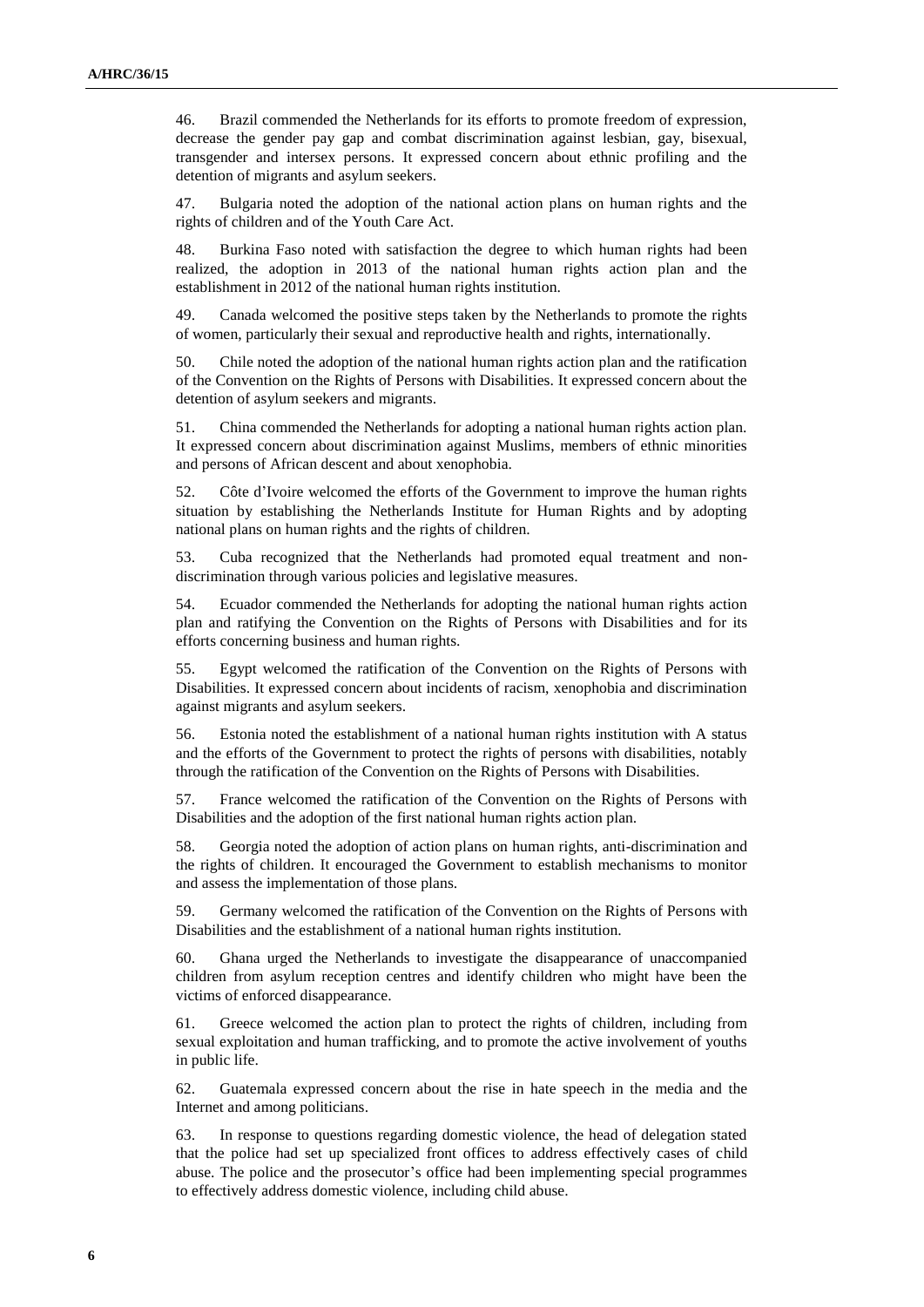46. Brazil commended the Netherlands for its efforts to promote freedom of expression, decrease the gender pay gap and combat discrimination against lesbian, gay, bisexual, transgender and intersex persons. It expressed concern about ethnic profiling and the detention of migrants and asylum seekers.

47. Bulgaria noted the adoption of the national action plans on human rights and the rights of children and of the Youth Care Act.

48. Burkina Faso noted with satisfaction the degree to which human rights had been realized, the adoption in 2013 of the national human rights action plan and the establishment in 2012 of the national human rights institution.

49. Canada welcomed the positive steps taken by the Netherlands to promote the rights of women, particularly their sexual and reproductive health and rights, internationally.

50. Chile noted the adoption of the national human rights action plan and the ratification of the Convention on the Rights of Persons with Disabilities. It expressed concern about the detention of asylum seekers and migrants.

51. China commended the Netherlands for adopting a national human rights action plan. It expressed concern about discrimination against Muslims, members of ethnic minorities and persons of African descent and about xenophobia.

52. Côte d'Ivoire welcomed the efforts of the Government to improve the human rights situation by establishing the Netherlands Institute for Human Rights and by adopting national plans on human rights and the rights of children.

53. Cuba recognized that the Netherlands had promoted equal treatment and non-discrimination through various policies and legislative measures.

54. Ecuador commended the Netherlands for adopting the national human rights action plan and ratifying the Convention on the Rights of Persons with Disabilities and for its efforts concerning business and human rights.

55. Egypt welcomed the ratification of the Convention on the Rights of Persons with Disabilities. It expressed concern about incidents of racism, xenophobia and discrimination against migrants and asylum seekers.

56. Estonia noted the establishment of a national human rights institution with A status and the efforts of the Government to protect the rights of persons with disabilities, notably through the ratification of the Convention on the Rights of Persons with Disabilities.

57. France welcomed the ratification of the Convention on the Rights of Persons with Disabilities and the adoption of the first national human rights action plan.

58. Georgia noted the adoption of action plans on human rights, anti-discrimination and the rights of children. It encouraged the Government to establish mechanisms to monitor and assess the implementation of those plans.

59. Germany welcomed the ratification of the Convention on the Rights of Persons with Disabilities and the establishment of a national human rights institution.

60. Ghana urged the Netherlands to investigate the disappearance of unaccompanied children from asylum reception centres and identify children who might have been the victims of enforced disappearance.

61. Greece welcomed the action plan to protect the rights of children, including from sexual exploitation and human trafficking, and to promote the active involvement of youths in public life.

62. Guatemala expressed concern about the rise in hate speech in the media and the Internet and among politicians.

63. In response to questions regarding domestic violence, the head of delegation stated that the police had set up specialized front offices to address effectively cases of child abuse. The police and the prosecutor's office had been implementing special programmes to effectively address domestic violence, including child abuse.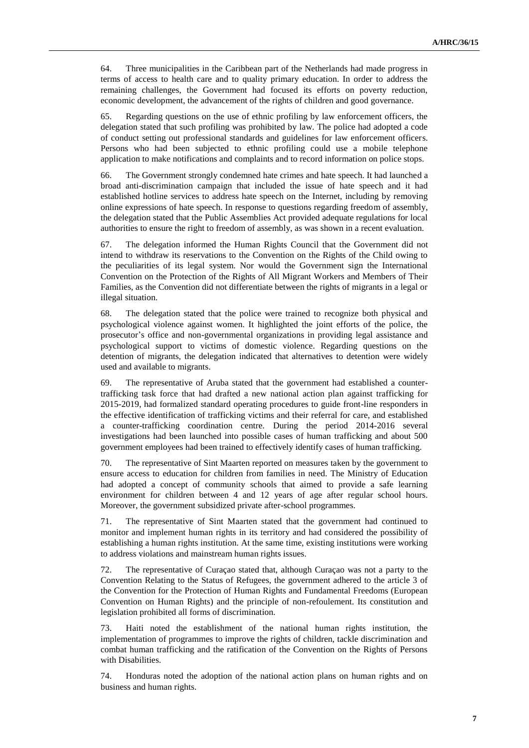64. Three municipalities in the Caribbean part of the Netherlands had made progress in terms of access to health care and to quality primary education. In order to address the remaining challenges, the Government had focused its efforts on poverty reduction, economic development, the advancement of the rights of children and good governance.

65. Regarding questions on the use of ethnic profiling by law enforcement officers, the delegation stated that such profiling was prohibited by law. The police had adopted a code of conduct setting out professional standards and guidelines for law enforcement officers. Persons who had been subjected to ethnic profiling could use a mobile telephone application to make notifications and complaints and to record information on police stops.

66. The Government strongly condemned hate crimes and hate speech. It had launched a broad anti-discrimination campaign that included the issue of hate speech and it had established hotline services to address hate speech on the Internet, including by removing online expressions of hate speech. In response to questions regarding freedom of assembly, the delegation stated that the Public Assemblies Act provided adequate regulations for local authorities to ensure the right to freedom of assembly, as was shown in a recent evaluation.

67. The delegation informed the Human Rights Council that the Government did not intend to withdraw its reservations to the Convention on the Rights of the Child owing to the peculiarities of its legal system. Nor would the Government sign the International Convention on the Protection of the Rights of All Migrant Workers and Members of Their Families, as the Convention did not differentiate between the rights of migrants in a legal or illegal situation.

68. The delegation stated that the police were trained to recognize both physical and psychological violence against women. It highlighted the joint efforts of the police, the prosecutor's office and non-governmental organizations in providing legal assistance and psychological support to victims of domestic violence. Regarding questions on the detention of migrants, the delegation indicated that alternatives to detention were widely used and available to migrants.

69. The representative of Aruba stated that the government had established a counter-trafficking task force that had drafted a new national action plan against trafficking for 2015-2019, had formalized standard operating procedures to guide front-line responders in the effective identification of trafficking victims and their referral for care, and established a counter-trafficking coordination centre. During the period 2014-2016 several investigations had been launched into possible cases of human trafficking and about 500 government employees had been trained to effectively identify cases of human trafficking.

70. The representative of Sint Maarten reported on measures taken by the government to ensure access to education for children from families in need. The Ministry of Education had adopted a concept of community schools that aimed to provide a safe learning environment for children between 4 and 12 years of age after regular school hours. Moreover, the government subsidized private after-school programmes.

71. The representative of Sint Maarten stated that the government had continued to monitor and implement human rights in its territory and had considered the possibility of establishing a human rights institution. At the same time, existing institutions were working to address violations and mainstream human rights issues.

72. The representative of Curaçao stated that, although Curaçao was not a party to the Convention Relating to the Status of Refugees, the government adhered to the article 3 of the Convention for the Protection of Human Rights and Fundamental Freedoms (European Convention on Human Rights) and the principle of non-refoulement. Its constitution and legislation prohibited all forms of discrimination.

73. Haiti noted the establishment of the national human rights institution, the implementation of programmes to improve the rights of children, tackle discrimination and combat human trafficking and the ratification of the Convention on the Rights of Persons with Disabilities.

74. Honduras noted the adoption of the national action plans on human rights and on business and human rights.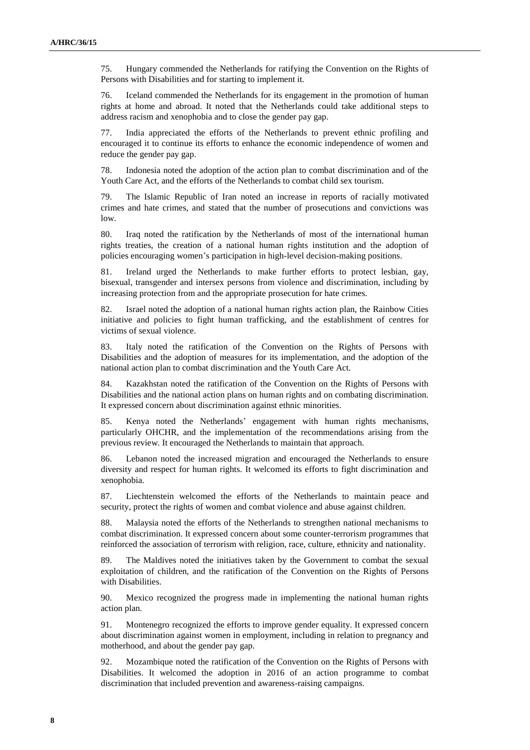75. Hungary commended the Netherlands for ratifying the Convention on the Rights of Persons with Disabilities and for starting to implement it.

76. Iceland commended the Netherlands for its engagement in the promotion of human rights at home and abroad. It noted that the Netherlands could take additional steps to address racism and xenophobia and to close the gender pay gap.

77. India appreciated the efforts of the Netherlands to prevent ethnic profiling and encouraged it to continue its efforts to enhance the economic independence of women and reduce the gender pay gap.

78. Indonesia noted the adoption of the action plan to combat discrimination and of the Youth Care Act, and the efforts of the Netherlands to combat child sex tourism.

79. The Islamic Republic of Iran noted an increase in reports of racially motivated crimes and hate crimes, and stated that the number of prosecutions and convictions was low.

80. Iraq noted the ratification by the Netherlands of most of the international human rights treaties, the creation of a national human rights institution and the adoption of policies encouraging women's participation in high-level decision-making positions.

81. Ireland urged the Netherlands to make further efforts to protect lesbian, gay, bisexual, transgender and intersex persons from violence and discrimination, including by increasing protection from and the appropriate prosecution for hate crimes.

82. Israel noted the adoption of a national human rights action plan, the Rainbow Cities initiative and policies to fight human trafficking, and the establishment of centres for victims of sexual violence.

83. Italy noted the ratification of the Convention on the Rights of Persons with Disabilities and the adoption of measures for its implementation, and the adoption of the national action plan to combat discrimination and the Youth Care Act.

84. Kazakhstan noted the ratification of the Convention on the Rights of Persons with Disabilities and the national action plans on human rights and on combating discrimination. It expressed concern about discrimination against ethnic minorities.

85. Kenya noted the Netherlands' engagement with human rights mechanisms, particularly OHCHR, and the implementation of the recommendations arising from the previous review. It encouraged the Netherlands to maintain that approach.

86. Lebanon noted the increased migration and encouraged the Netherlands to ensure diversity and respect for human rights. It welcomed its efforts to fight discrimination and xenophobia.

87. Liechtenstein welcomed the efforts of the Netherlands to maintain peace and security, protect the rights of women and combat violence and abuse against children.

88. Malaysia noted the efforts of the Netherlands to strengthen national mechanisms to combat discrimination. It expressed concern about some counter-terrorism programmes that reinforced the association of terrorism with religion, race, culture, ethnicity and nationality.

89. The Maldives noted the initiatives taken by the Government to combat the sexual exploitation of children, and the ratification of the Convention on the Rights of Persons with Disabilities.

90. Mexico recognized the progress made in implementing the national human rights action plan.

91. Montenegro recognized the efforts to improve gender equality. It expressed concern about discrimination against women in employment, including in relation to pregnancy and motherhood, and about the gender pay gap.

92. Mozambique noted the ratification of the Convention on the Rights of Persons with Disabilities. It welcomed the adoption in 2016 of an action programme to combat discrimination that included prevention and awareness-raising campaigns.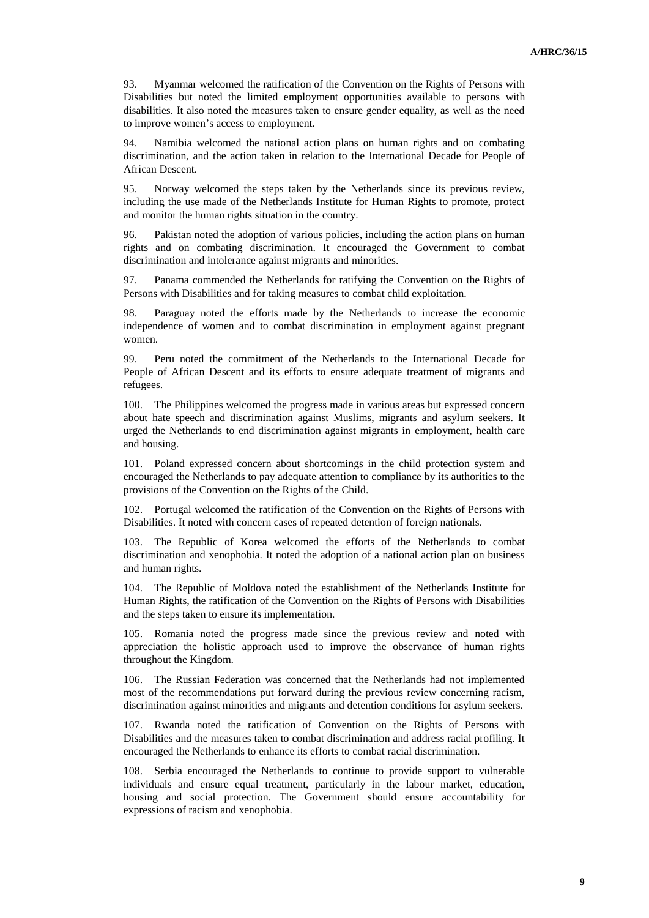93. Myanmar welcomed the ratification of the Convention on the Rights of Persons with Disabilities but noted the limited employment opportunities available to persons with disabilities. It also noted the measures taken to ensure gender equality, as well as the need to improve women's access to employment.

94. Namibia welcomed the national action plans on human rights and on combating discrimination, and the action taken in relation to the International Decade for People of African Descent.

95. Norway welcomed the steps taken by the Netherlands since its previous review, including the use made of the Netherlands Institute for Human Rights to promote, protect and monitor the human rights situation in the country.

96. Pakistan noted the adoption of various policies, including the action plans on human rights and on combating discrimination. It encouraged the Government to combat discrimination and intolerance against migrants and minorities.

97. Panama commended the Netherlands for ratifying the Convention on the Rights of Persons with Disabilities and for taking measures to combat child exploitation.

98. Paraguay noted the efforts made by the Netherlands to increase the economic independence of women and to combat discrimination in employment against pregnant women.

99. Peru noted the commitment of the Netherlands to the International Decade for People of African Descent and its efforts to ensure adequate treatment of migrants and refugees.

100. The Philippines welcomed the progress made in various areas but expressed concern about hate speech and discrimination against Muslims, migrants and asylum seekers. It urged the Netherlands to end discrimination against migrants in employment, health care and housing.

101. Poland expressed concern about shortcomings in the child protection system and encouraged the Netherlands to pay adequate attention to compliance by its authorities to the provisions of the Convention on the Rights of the Child.

102. Portugal welcomed the ratification of the Convention on the Rights of Persons with Disabilities. It noted with concern cases of repeated detention of foreign nationals.

103. The Republic of Korea welcomed the efforts of the Netherlands to combat discrimination and xenophobia. It noted the adoption of a national action plan on business and human rights.

104. The Republic of Moldova noted the establishment of the Netherlands Institute for Human Rights, the ratification of the Convention on the Rights of Persons with Disabilities and the steps taken to ensure its implementation.

105. Romania noted the progress made since the previous review and noted with appreciation the holistic approach used to improve the observance of human rights throughout the Kingdom.

106. The Russian Federation was concerned that the Netherlands had not implemented most of the recommendations put forward during the previous review concerning racism, discrimination against minorities and migrants and detention conditions for asylum seekers.

107. Rwanda noted the ratification of Convention on the Rights of Persons with Disabilities and the measures taken to combat discrimination and address racial profiling. It encouraged the Netherlands to enhance its efforts to combat racial discrimination.

108. Serbia encouraged the Netherlands to continue to provide support to vulnerable individuals and ensure equal treatment, particularly in the labour market, education, housing and social protection. The Government should ensure accountability for expressions of racism and xenophobia.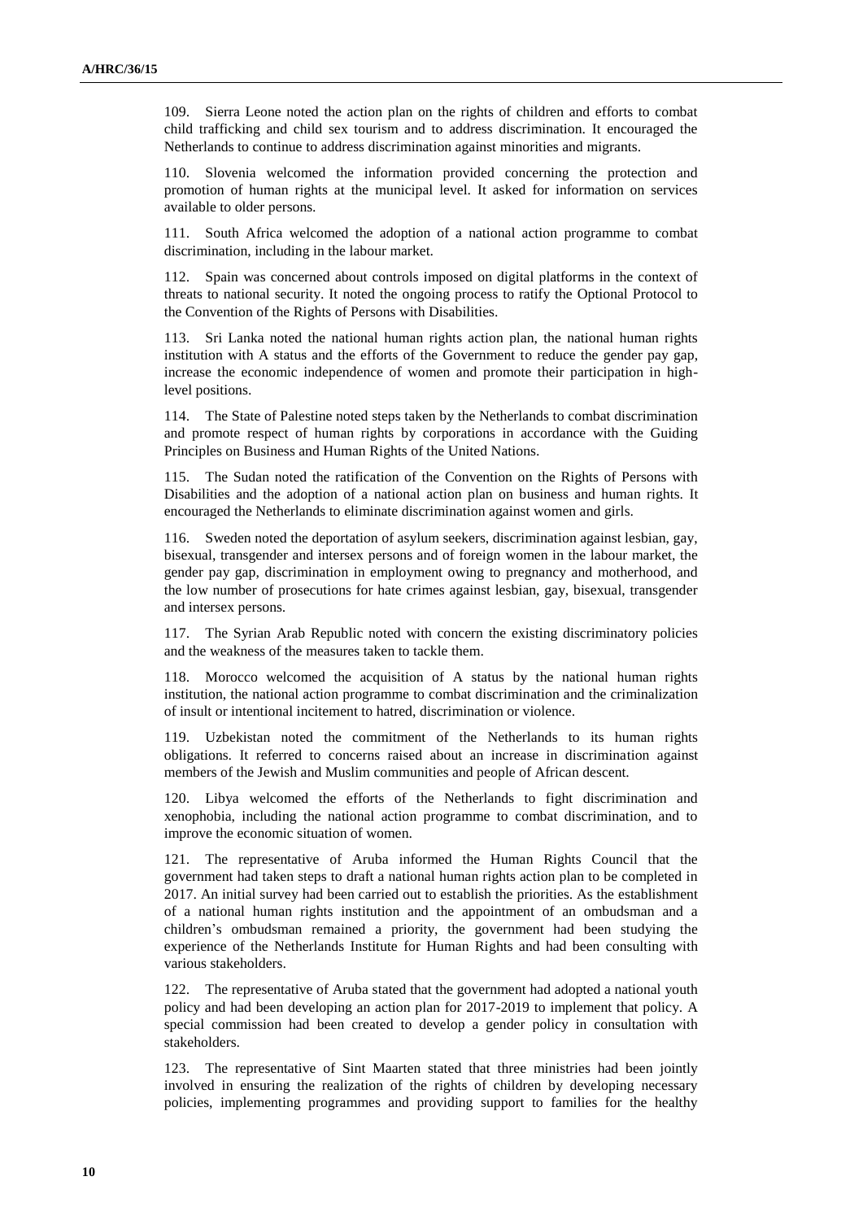109. Sierra Leone noted the action plan on the rights of children and efforts to combat child trafficking and child sex tourism and to address discrimination. It encouraged the Netherlands to continue to address discrimination against minorities and migrants.

110. Slovenia welcomed the information provided concerning the protection and promotion of human rights at the municipal level. It asked for information on services available to older persons.

111. South Africa welcomed the adoption of a national action programme to combat discrimination, including in the labour market.

112. Spain was concerned about controls imposed on digital platforms in the context of threats to national security. It noted the ongoing process to ratify the Optional Protocol to the Convention of the Rights of Persons with Disabilities.

113. Sri Lanka noted the national human rights action plan, the national human rights institution with A status and the efforts of the Government to reduce the gender pay gap, increase the economic independence of women and promote their participation in high-level positions.

114. The State of Palestine noted steps taken by the Netherlands to combat discrimination and promote respect of human rights by corporations in accordance with the Guiding Principles on Business and Human Rights of the United Nations.

115. The Sudan noted the ratification of the Convention on the Rights of Persons with Disabilities and the adoption of a national action plan on business and human rights. It encouraged the Netherlands to eliminate discrimination against women and girls.

116. Sweden noted the deportation of asylum seekers, discrimination against lesbian, gay, bisexual, transgender and intersex persons and of foreign women in the labour market, the gender pay gap, discrimination in employment owing to pregnancy and motherhood, and the low number of prosecutions for hate crimes against lesbian, gay, bisexual, transgender and intersex persons.

117. The Syrian Arab Republic noted with concern the existing discriminatory policies and the weakness of the measures taken to tackle them.

118. Morocco welcomed the acquisition of A status by the national human rights institution, the national action programme to combat discrimination and the criminalization of insult or intentional incitement to hatred, discrimination or violence.

119. Uzbekistan noted the commitment of the Netherlands to its human rights obligations. It referred to concerns raised about an increase in discrimination against members of the Jewish and Muslim communities and people of African descent.

120. Libya welcomed the efforts of the Netherlands to fight discrimination and xenophobia, including the national action programme to combat discrimination, and to improve the economic situation of women.

121. The representative of Aruba informed the Human Rights Council that the government had taken steps to draft a national human rights action plan to be completed in 2017. An initial survey had been carried out to establish the priorities. As the establishment of a national human rights institution and the appointment of an ombudsman and a children's ombudsman remained a priority, the government had been studying the experience of the Netherlands Institute for Human Rights and had been consulting with various stakeholders.

122. The representative of Aruba stated that the government had adopted a national youth policy and had been developing an action plan for 2017-2019 to implement that policy. A special commission had been created to develop a gender policy in consultation with stakeholders.

123. The representative of Sint Maarten stated that three ministries had been jointly involved in ensuring the realization of the rights of children by developing necessary policies, implementing programmes and providing support to families for the healthy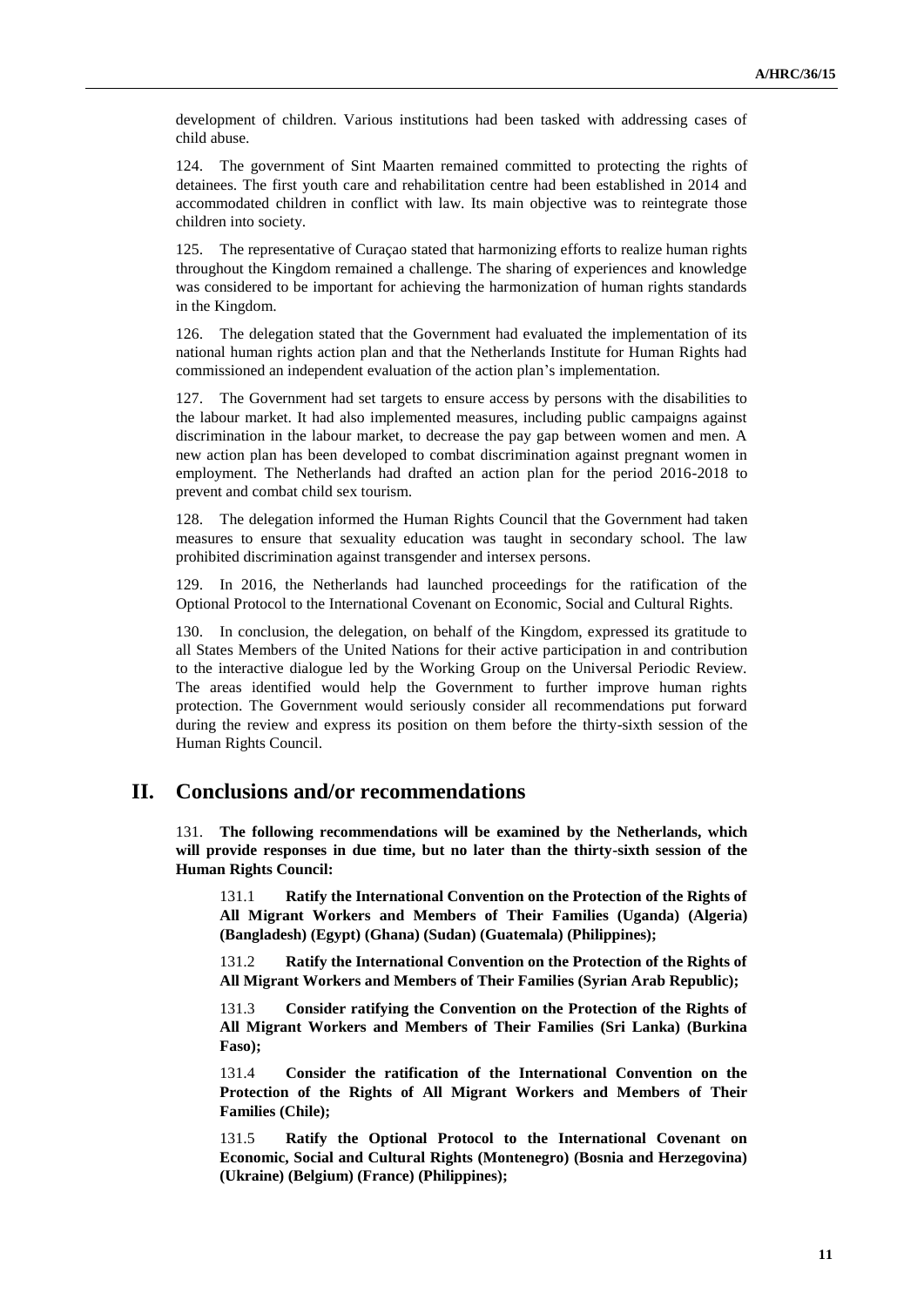development of children. Various institutions had been tasked with addressing cases of child abuse.

124. The government of Sint Maarten remained committed to protecting the rights of detainees. The first youth care and rehabilitation centre had been established in 2014 and accommodated children in conflict with law. Its main objective was to reintegrate those children into society.

125. The representative of Curaçao stated that harmonizing efforts to realize human rights throughout the Kingdom remained a challenge. The sharing of experiences and knowledge was considered to be important for achieving the harmonization of human rights standards in the Kingdom.

126. The delegation stated that the Government had evaluated the implementation of its national human rights action plan and that the Netherlands Institute for Human Rights had commissioned an independent evaluation of the action plan's implementation.

127. The Government had set targets to ensure access by persons with the disabilities to the labour market. It had also implemented measures, including public campaigns against discrimination in the labour market, to decrease the pay gap between women and men. A new action plan has been developed to combat discrimination against pregnant women in employment. The Netherlands had drafted an action plan for the period 2016-2018 to prevent and combat child sex tourism.

128. The delegation informed the Human Rights Council that the Government had taken measures to ensure that sexuality education was taught in secondary school. The law prohibited discrimination against transgender and intersex persons.

129. In 2016, the Netherlands had launched proceedings for the ratification of the Optional Protocol to the International Covenant on Economic, Social and Cultural Rights.

130. In conclusion, the delegation, on behalf of the Kingdom, expressed its gratitude to all States Members of the United Nations for their active participation in and contribution to the interactive dialogue led by the Working Group on the Universal Periodic Review. The areas identified would help the Government to further improve human rights protection. The Government would seriously consider all recommendations put forward during the review and express its position on them before the thirty-sixth session of the Human Rights Council.

# II. Conclusions and/or recommendations

131. **The following recommendations will be examined by the Netherlands, which will provide responses in due time, but no later than the thirty-sixth session of the Human Rights Council:**

131.1 **Ratify the International Convention on the Protection of the Rights of All Migrant Workers and Members of Their Families (Uganda) (Algeria) (Bangladesh) (Egypt) (Ghana) (Sudan) (Guatemala) (Philippines);**

131.2 **Ratify the International Convention on the Protection of the Rights of All Migrant Workers and Members of Their Families (Syrian Arab Republic);**

131.3 **Consider ratifying the Convention on the Protection of the Rights of All Migrant Workers and Members of Their Families (Sri Lanka) (Burkina Faso);**

131.4 **Consider the ratification of the International Convention on the Protection of the Rights of All Migrant Workers and Members of Their Families (Chile);**

131.5 **Ratify the Optional Protocol to the International Covenant on Economic, Social and Cultural Rights (Montenegro) (Bosnia and Herzegovina) (Ukraine) (Belgium) (France) (Philippines);**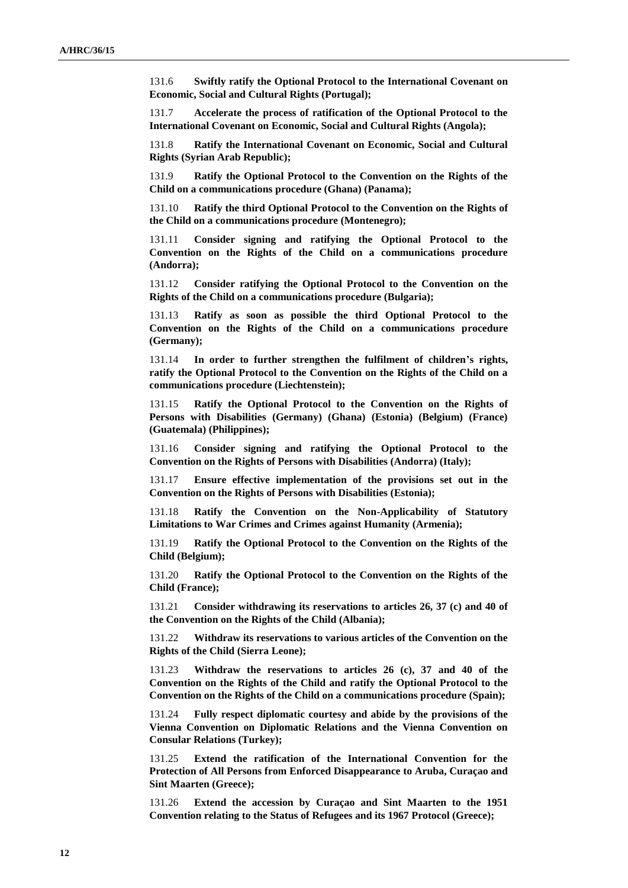131.6 **Swiftly ratify the Optional Protocol to the International Covenant on Economic, Social and Cultural Rights (Portugal);**

131.7 **Accelerate the process of ratification of the Optional Protocol to the International Covenant on Economic, Social and Cultural Rights (Angola);**

131.8 **Ratify the International Covenant on Economic, Social and Cultural Rights (Syrian Arab Republic);**

131.9 **Ratify the Optional Protocol to the Convention on the Rights of the Child on a communications procedure (Ghana) (Panama);**

131.10 **Ratify the third Optional Protocol to the Convention on the Rights of the Child on a communications procedure (Montenegro);**

131.11 **Consider signing and ratifying the Optional Protocol to the Convention on the Rights of the Child on a communications procedure (Andorra);**

131.12 **Consider ratifying the Optional Protocol to the Convention on the Rights of the Child on a communications procedure (Bulgaria);**

131.13 **Ratify as soon as possible the third Optional Protocol to the Convention on the Rights of the Child on a communications procedure (Germany);**

131.14 **In order to further strengthen the fulfilment of children's rights, ratify the Optional Protocol to the Convention on the Rights of the Child on a communications procedure (Liechtenstein);**

131.15 **Ratify the Optional Protocol to the Convention on the Rights of Persons with Disabilities (Germany) (Ghana) (Estonia) (Belgium) (France) (Guatemala) (Philippines);**

131.16 **Consider signing and ratifying the Optional Protocol to the Convention on the Rights of Persons with Disabilities (Andorra) (Italy);**

131.17 **Ensure effective implementation of the provisions set out in the Convention on the Rights of Persons with Disabilities (Estonia);**

131.18 **Ratify the Convention on the Non-Applicability of Statutory Limitations to War Crimes and Crimes against Humanity (Armenia);**

131.19 **Ratify the Optional Protocol to the Convention on the Rights of the Child (Belgium);**

131.20 **Ratify the Optional Protocol to the Convention on the Rights of the Child (France);**

131.21 **Consider withdrawing its reservations to articles 26, 37 (c) and 40 of the Convention on the Rights of the Child (Albania);**

131.22 **Withdraw its reservations to various articles of the Convention on the Rights of the Child (Sierra Leone);**

131.23 **Withdraw the reservations to articles 26 (c), 37 and 40 of the Convention on the Rights of the Child and ratify the Optional Protocol to the Convention on the Rights of the Child on a communications procedure (Spain);**

131.24 **Fully respect diplomatic courtesy and abide by the provisions of the Vienna Convention on Diplomatic Relations and the Vienna Convention on Consular Relations (Turkey);**

131.25 **Extend the ratification of the International Convention for the Protection of All Persons from Enforced Disappearance to Aruba, Curaçao and Sint Maarten (Greece);**

131.26 **Extend the accession by Curaçao and Sint Maarten to the 1951 Convention relating to the Status of Refugees and its 1967 Protocol (Greece);**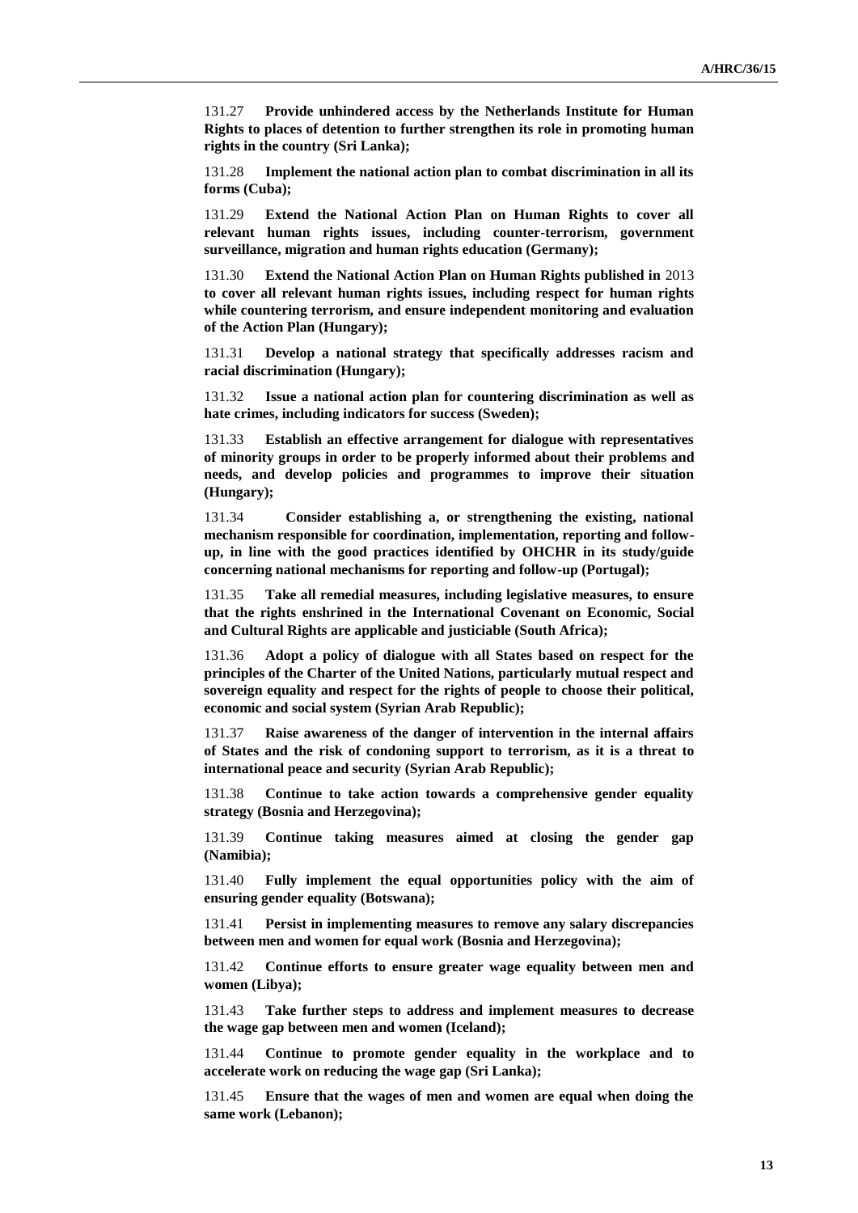131.27 **Provide unhindered access by the Netherlands Institute for Human Rights to places of detention to further strengthen its role in promoting human rights in the country (Sri Lanka);**

131.28 **Implement the national action plan to combat discrimination in all its forms (Cuba);**

131.29 **Extend the National Action Plan on Human Rights to cover all relevant human rights issues, including counter-terrorism, government surveillance, migration and human rights education (Germany);**

131.30 **Extend the National Action Plan on Human Rights published in** 2013 **to cover all relevant human rights issues, including respect for human rights while countering terrorism, and ensure independent monitoring and evaluation of the Action Plan (Hungary);**

131.31 **Develop a national strategy that specifically addresses racism and racial discrimination (Hungary);**

131.32 **Issue a national action plan for countering discrimination as well as hate crimes, including indicators for success (Sweden);**

131.33 **Establish an effective arrangement for dialogue with representatives of minority groups in order to be properly informed about their problems and needs, and develop policies and programmes to improve their situation (Hungary);**

131.34 **Consider establishing a, or strengthening the existing, national mechanism responsible for coordination, implementation, reporting and follow-up, in line with the good practices identified by OHCHR in its study/guide concerning national mechanisms for reporting and follow-up (Portugal);**

131.35 **Take all remedial measures, including legislative measures, to ensure that the rights enshrined in the International Covenant on Economic, Social and Cultural Rights are applicable and justiciable (South Africa);**

131.36 **Adopt a policy of dialogue with all States based on respect for the principles of the Charter of the United Nations, particularly mutual respect and sovereign equality and respect for the rights of people to choose their political, economic and social system (Syrian Arab Republic);**

131.37 **Raise awareness of the danger of intervention in the internal affairs of States and the risk of condoning support to terrorism, as it is a threat to international peace and security (Syrian Arab Republic);**

131.38 **Continue to take action towards a comprehensive gender equality strategy (Bosnia and Herzegovina);**

131.39 **Continue taking measures aimed at closing the gender gap (Namibia);**

131.40 **Fully implement the equal opportunities policy with the aim of ensuring gender equality (Botswana);**

131.41 **Persist in implementing measures to remove any salary discrepancies between men and women for equal work (Bosnia and Herzegovina);**

131.42 **Continue efforts to ensure greater wage equality between men and women (Libya);**

131.43 **Take further steps to address and implement measures to decrease the wage gap between men and women (Iceland);**

131.44 **Continue to promote gender equality in the workplace and to accelerate work on reducing the wage gap (Sri Lanka);**

131.45 **Ensure that the wages of men and women are equal when doing the same work (Lebanon);**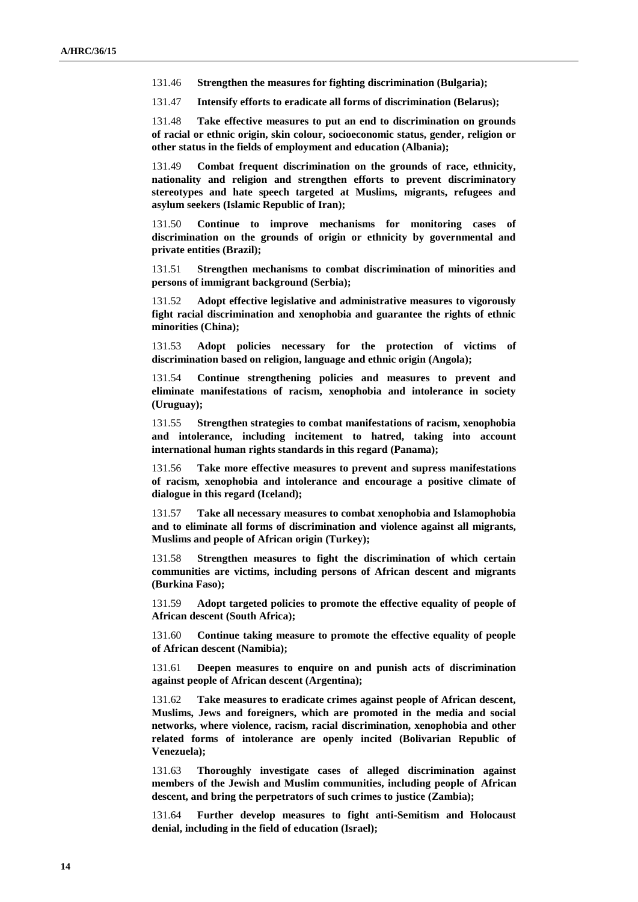131.46 **Strengthen the measures for fighting discrimination (Bulgaria);**

131.47 **Intensify efforts to eradicate all forms of discrimination (Belarus);**

131.48 **Take effective measures to put an end to discrimination on grounds of racial or ethnic origin, skin colour, socioeconomic status, gender, religion or other status in the fields of employment and education (Albania);**

131.49 **Combat frequent discrimination on the grounds of race, ethnicity, nationality and religion and strengthen efforts to prevent discriminatory stereotypes and hate speech targeted at Muslims, migrants, refugees and asylum seekers (Islamic Republic of Iran);**

131.50 **Continue to improve mechanisms for monitoring cases of discrimination on the grounds of origin or ethnicity by governmental and private entities (Brazil);**

131.51 **Strengthen mechanisms to combat discrimination of minorities and persons of immigrant background (Serbia);**

131.52 **Adopt effective legislative and administrative measures to vigorously fight racial discrimination and xenophobia and guarantee the rights of ethnic minorities (China);**

131.53 **Adopt policies necessary for the protection of victims of discrimination based on religion, language and ethnic origin (Angola);**

131.54 **Continue strengthening policies and measures to prevent and eliminate manifestations of racism, xenophobia and intolerance in society (Uruguay);**

131.55 **Strengthen strategies to combat manifestations of racism, xenophobia and intolerance, including incitement to hatred, taking into account international human rights standards in this regard (Panama);**

131.56 **Take more effective measures to prevent and supress manifestations of racism, xenophobia and intolerance and encourage a positive climate of dialogue in this regard (Iceland);**

131.57 **Take all necessary measures to combat xenophobia and Islamophobia and to eliminate all forms of discrimination and violence against all migrants, Muslims and people of African origin (Turkey);**

131.58 **Strengthen measures to fight the discrimination of which certain communities are victims, including persons of African descent and migrants (Burkina Faso);**

131.59 **Adopt targeted policies to promote the effective equality of people of African descent (South Africa);**

131.60 **Continue taking measure to promote the effective equality of people of African descent (Namibia);**

131.61 **Deepen measures to enquire on and punish acts of discrimination against people of African descent (Argentina);**

131.62 **Take measures to eradicate crimes against people of African descent, Muslims, Jews and foreigners, which are promoted in the media and social networks, where violence, racism, racial discrimination, xenophobia and other related forms of intolerance are openly incited (Bolivarian Republic of Venezuela);**

131.63 **Thoroughly investigate cases of alleged discrimination against members of the Jewish and Muslim communities, including people of African descent, and bring the perpetrators of such crimes to justice (Zambia);**

131.64 **Further develop measures to fight anti-Semitism and Holocaust denial, including in the field of education (Israel);**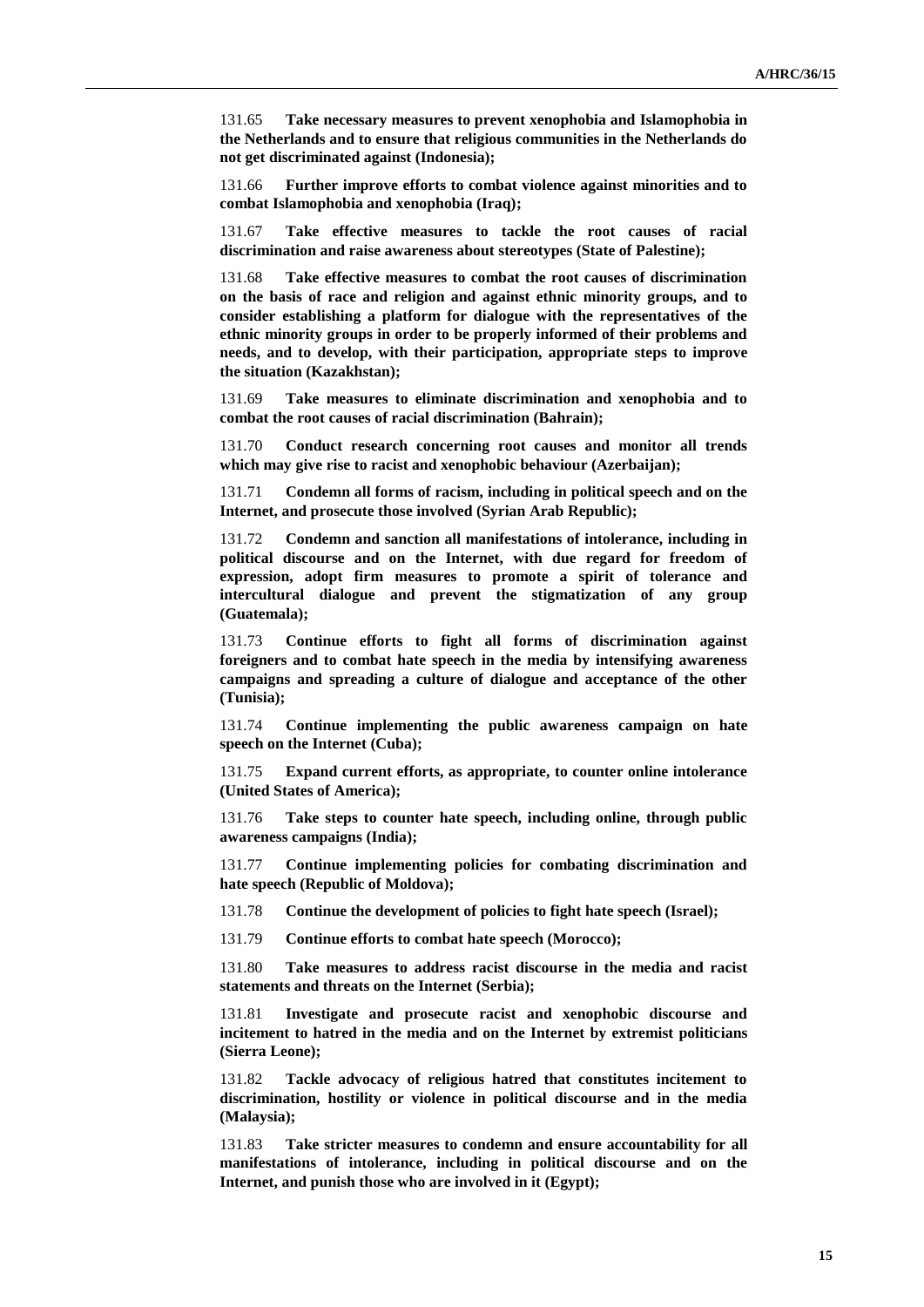131.65 **Take necessary measures to prevent xenophobia and Islamophobia in the Netherlands and to ensure that religious communities in the Netherlands do not get discriminated against (Indonesia);**

131.66 **Further improve efforts to combat violence against minorities and to combat Islamophobia and xenophobia (Iraq);**

131.67 **Take effective measures to tackle the root causes of racial discrimination and raise awareness about stereotypes (State of Palestine);**

131.68 **Take effective measures to combat the root causes of discrimination on the basis of race and religion and against ethnic minority groups, and to consider establishing a platform for dialogue with the representatives of the ethnic minority groups in order to be properly informed of their problems and needs, and to develop, with their participation, appropriate steps to improve the situation (Kazakhstan);**

131.69 **Take measures to eliminate discrimination and xenophobia and to combat the root causes of racial discrimination (Bahrain);**

131.70 **Conduct research concerning root causes and monitor all trends which may give rise to racist and xenophobic behaviour (Azerbaijan);**

131.71 **Condemn all forms of racism, including in political speech and on the Internet, and prosecute those involved (Syrian Arab Republic);**

131.72 **Condemn and sanction all manifestations of intolerance, including in political discourse and on the Internet, with due regard for freedom of expression, adopt firm measures to promote a spirit of tolerance and intercultural dialogue and prevent the stigmatization of any group (Guatemala);**

131.73 **Continue efforts to fight all forms of discrimination against foreigners and to combat hate speech in the media by intensifying awareness campaigns and spreading a culture of dialogue and acceptance of the other (Tunisia);**

131.74 **Continue implementing the public awareness campaign on hate speech on the Internet (Cuba);**

131.75 **Expand current efforts, as appropriate, to counter online intolerance (United States of America);**

131.76 **Take steps to counter hate speech, including online, through public awareness campaigns (India);**

131.77 **Continue implementing policies for combating discrimination and hate speech (Republic of Moldova);**

131.78 **Continue the development of policies to fight hate speech (Israel);**

131.79 **Continue efforts to combat hate speech (Morocco);**

131.80 **Take measures to address racist discourse in the media and racist statements and threats on the Internet (Serbia);**

131.81 **Investigate and prosecute racist and xenophobic discourse and incitement to hatred in the media and on the Internet by extremist politicians (Sierra Leone);**

131.82 **Tackle advocacy of religious hatred that constitutes incitement to discrimination, hostility or violence in political discourse and in the media (Malaysia);**

131.83 **Take stricter measures to condemn and ensure accountability for all manifestations of intolerance, including in political discourse and on the Internet, and punish those who are involved in it (Egypt);**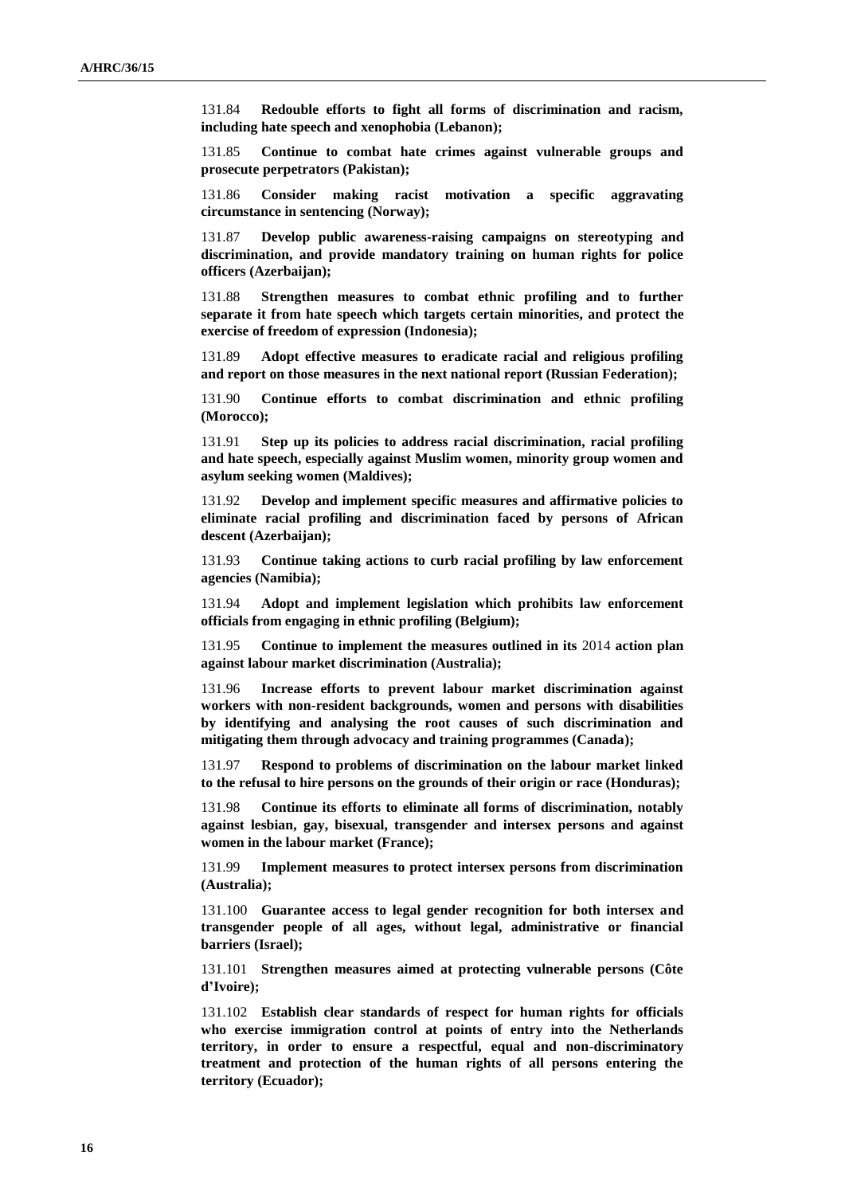131.84 **Redouble efforts to fight all forms of discrimination and racism, including hate speech and xenophobia (Lebanon);**

131.85 **Continue to combat hate crimes against vulnerable groups and prosecute perpetrators (Pakistan);**

131.86 **Consider making racist motivation a specific aggravating circumstance in sentencing (Norway);**

131.87 **Develop public awareness-raising campaigns on stereotyping and discrimination, and provide mandatory training on human rights for police officers (Azerbaijan);**

131.88 **Strengthen measures to combat ethnic profiling and to further separate it from hate speech which targets certain minorities, and protect the exercise of freedom of expression (Indonesia);**

131.89 **Adopt effective measures to eradicate racial and religious profiling and report on those measures in the next national report (Russian Federation);**

131.90 **Continue efforts to combat discrimination and ethnic profiling (Morocco);**

131.91 **Step up its policies to address racial discrimination, racial profiling and hate speech, especially against Muslim women, minority group women and asylum seeking women (Maldives);**

131.92 **Develop and implement specific measures and affirmative policies to eliminate racial profiling and discrimination faced by persons of African descent (Azerbaijan);**

131.93 **Continue taking actions to curb racial profiling by law enforcement agencies (Namibia);**

131.94 **Adopt and implement legislation which prohibits law enforcement officials from engaging in ethnic profiling (Belgium);**

131.95 **Continue to implement the measures outlined in its** 2014 **action plan against labour market discrimination (Australia);**

131.96 **Increase efforts to prevent labour market discrimination against workers with non-resident backgrounds, women and persons with disabilities by identifying and analysing the root causes of such discrimination and mitigating them through advocacy and training programmes (Canada);**

131.97 **Respond to problems of discrimination on the labour market linked to the refusal to hire persons on the grounds of their origin or race (Honduras);**

131.98 **Continue its efforts to eliminate all forms of discrimination, notably against lesbian, gay, bisexual, transgender and intersex persons and against women in the labour market (France);**

131.99 **Implement measures to protect intersex persons from discrimination (Australia);**

131.100 **Guarantee access to legal gender recognition for both intersex and transgender people of all ages, without legal, administrative or financial barriers (Israel);**

131.101 **Strengthen measures aimed at protecting vulnerable persons (Côte d'Ivoire);**

131.102 **Establish clear standards of respect for human rights for officials who exercise immigration control at points of entry into the Netherlands territory, in order to ensure a respectful, equal and non-discriminatory treatment and protection of the human rights of all persons entering the territory (Ecuador);**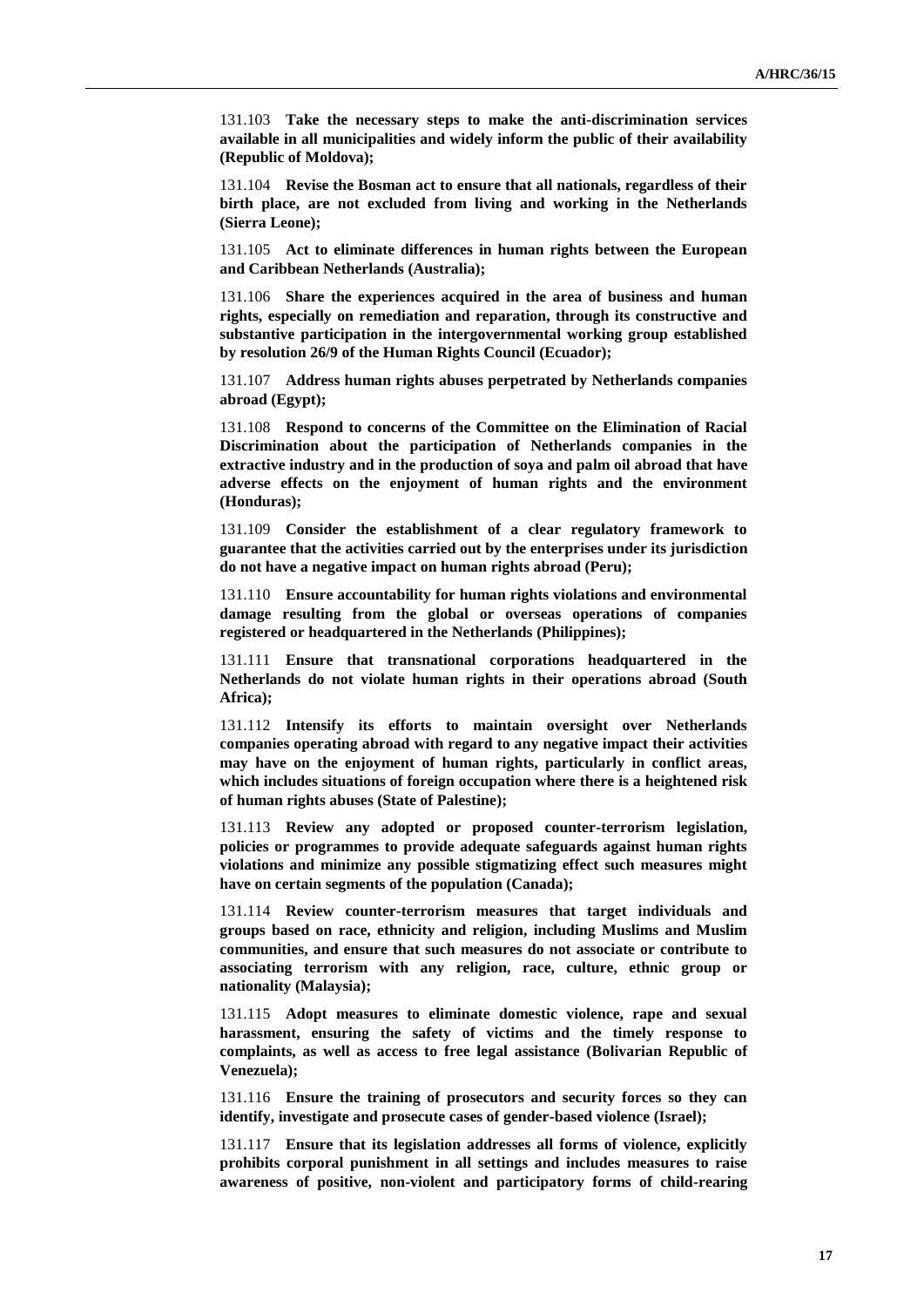131.103 **Take the necessary steps to make the anti-discrimination services available in all municipalities and widely inform the public of their availability (Republic of Moldova);**

131.104 **Revise the Bosman act to ensure that all nationals, regardless of their birth place, are not excluded from living and working in the Netherlands (Sierra Leone);**

131.105 **Act to eliminate differences in human rights between the European and Caribbean Netherlands (Australia);**

131.106 **Share the experiences acquired in the area of business and human rights, especially on remediation and reparation, through its constructive and substantive participation in the intergovernmental working group established by resolution 26/9 of the Human Rights Council (Ecuador);**

131.107 **Address human rights abuses perpetrated by Netherlands companies abroad (Egypt);**

131.108 **Respond to concerns of the Committee on the Elimination of Racial Discrimination about the participation of Netherlands companies in the extractive industry and in the production of soya and palm oil abroad that have adverse effects on the enjoyment of human rights and the environment (Honduras);**

131.109 **Consider the establishment of a clear regulatory framework to guarantee that the activities carried out by the enterprises under its jurisdiction do not have a negative impact on human rights abroad (Peru);**

131.110 **Ensure accountability for human rights violations and environmental damage resulting from the global or overseas operations of companies registered or headquartered in the Netherlands (Philippines);**

131.111 **Ensure that transnational corporations headquartered in the Netherlands do not violate human rights in their operations abroad (South Africa);**

131.112 **Intensify its efforts to maintain oversight over Netherlands companies operating abroad with regard to any negative impact their activities may have on the enjoyment of human rights, particularly in conflict areas, which includes situations of foreign occupation where there is a heightened risk of human rights abuses (State of Palestine);**

131.113 **Review any adopted or proposed counter-terrorism legislation, policies or programmes to provide adequate safeguards against human rights violations and minimize any possible stigmatizing effect such measures might have on certain segments of the population (Canada);**

131.114 **Review counter-terrorism measures that target individuals and groups based on race, ethnicity and religion, including Muslims and Muslim communities, and ensure that such measures do not associate or contribute to associating terrorism with any religion, race, culture, ethnic group or nationality (Malaysia);**

131.115 **Adopt measures to eliminate domestic violence, rape and sexual harassment, ensuring the safety of victims and the timely response to complaints, as well as access to free legal assistance (Bolivarian Republic of Venezuela);**

131.116 **Ensure the training of prosecutors and security forces so they can identify, investigate and prosecute cases of gender-based violence (Israel);**

131.117 **Ensure that its legislation addresses all forms of violence, explicitly prohibits corporal punishment in all settings and includes measures to raise awareness of positive, non-violent and participatory forms of child-rearing**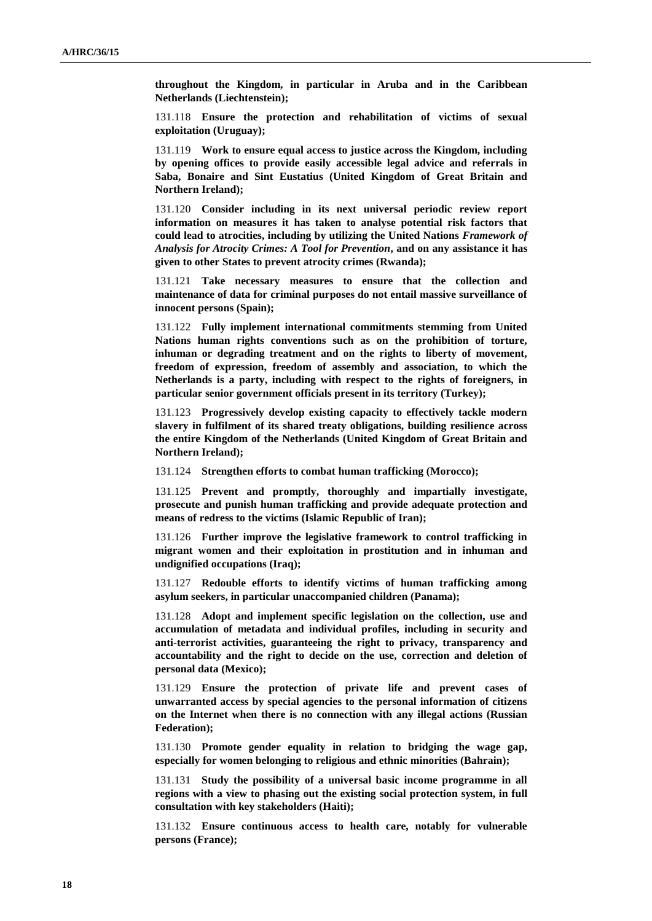**throughout the Kingdom, in particular in Aruba and in the Caribbean Netherlands (Liechtenstein);**

131.118 **Ensure the protection and rehabilitation of victims of sexual exploitation (Uruguay);**

131.119 **Work to ensure equal access to justice across the Kingdom, including by opening offices to provide easily accessible legal advice and referrals in Saba, Bonaire and Sint Eustatius (United Kingdom of Great Britain and Northern Ireland);**

131.120 **Consider including in its next universal periodic review report information on measures it has taken to analyse potential risk factors that could lead to atrocities, including by utilizing the United Nations *Framework of Analysis for Atrocity Crimes: A Tool for Prevention*, and on any assistance it has given to other States to prevent atrocity crimes (Rwanda);**

131.121 **Take necessary measures to ensure that the collection and maintenance of data for criminal purposes do not entail massive surveillance of innocent persons (Spain);**

131.122 **Fully implement international commitments stemming from United Nations human rights conventions such as on the prohibition of torture, inhuman or degrading treatment and on the rights to liberty of movement, freedom of expression, freedom of assembly and association, to which the Netherlands is a party, including with respect to the rights of foreigners, in particular senior government officials present in its territory (Turkey);**

131.123 **Progressively develop existing capacity to effectively tackle modern slavery in fulfilment of its shared treaty obligations, building resilience across the entire Kingdom of the Netherlands (United Kingdom of Great Britain and Northern Ireland);**

131.124 **Strengthen efforts to combat human trafficking (Morocco);**

131.125 **Prevent and promptly, thoroughly and impartially investigate, prosecute and punish human trafficking and provide adequate protection and means of redress to the victims (Islamic Republic of Iran);**

131.126 **Further improve the legislative framework to control trafficking in migrant women and their exploitation in prostitution and in inhuman and undignified occupations (Iraq);**

131.127 **Redouble efforts to identify victims of human trafficking among asylum seekers, in particular unaccompanied children (Panama);**

131.128 **Adopt and implement specific legislation on the collection, use and accumulation of metadata and individual profiles, including in security and anti-terrorist activities, guaranteeing the right to privacy, transparency and accountability and the right to decide on the use, correction and deletion of personal data (Mexico);**

131.129 **Ensure the protection of private life and prevent cases of unwarranted access by special agencies to the personal information of citizens on the Internet when there is no connection with any illegal actions (Russian Federation);**

131.130 **Promote gender equality in relation to bridging the wage gap, especially for women belonging to religious and ethnic minorities (Bahrain);**

131.131 **Study the possibility of a universal basic income programme in all regions with a view to phasing out the existing social protection system, in full consultation with key stakeholders (Haiti);**

131.132 **Ensure continuous access to health care, notably for vulnerable persons (France);**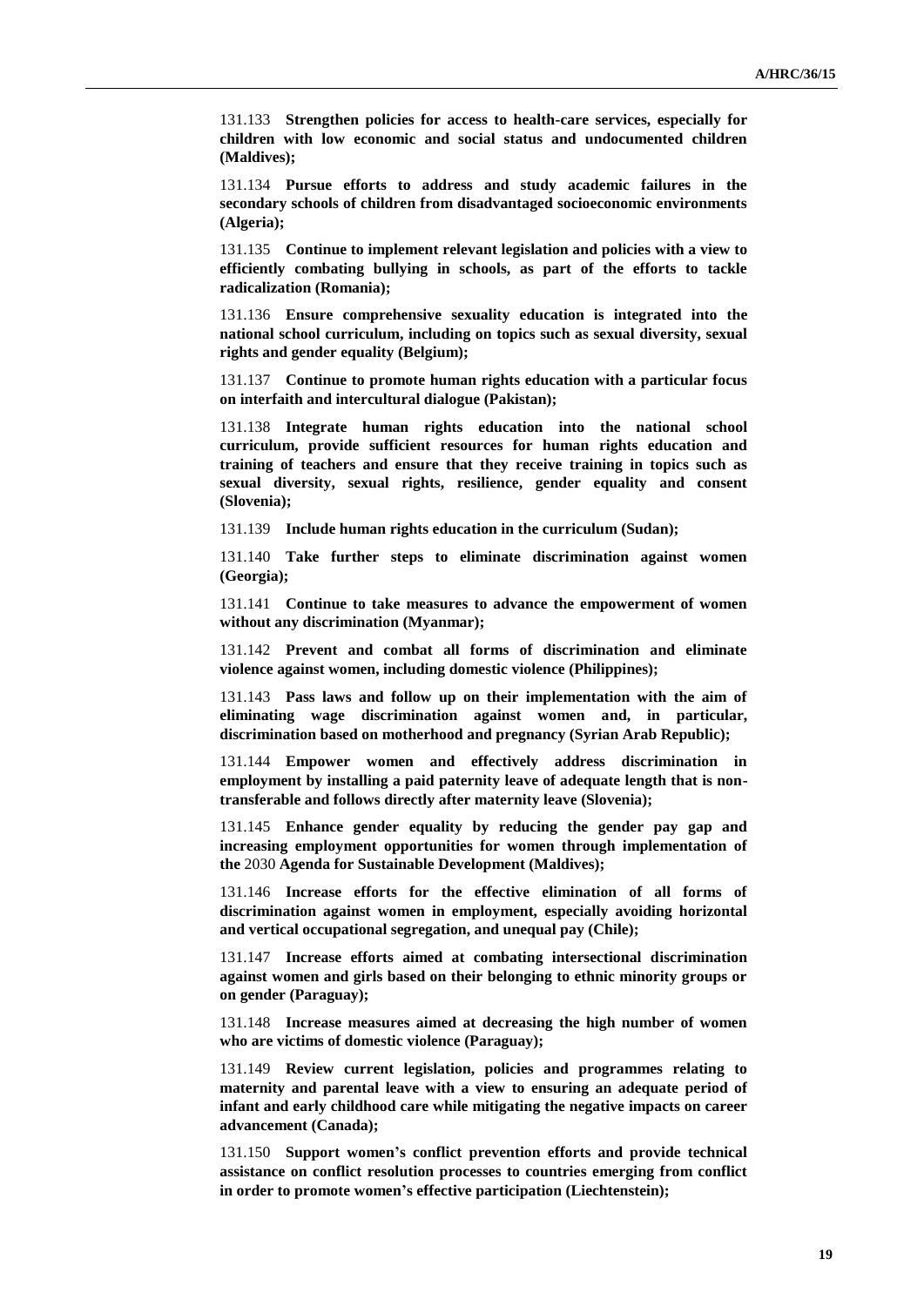131.133 **Strengthen policies for access to health-care services, especially for children with low economic and social status and undocumented children (Maldives);**

131.134 **Pursue efforts to address and study academic failures in the secondary schools of children from disadvantaged socioeconomic environments (Algeria);**

131.135 **Continue to implement relevant legislation and policies with a view to efficiently combating bullying in schools, as part of the efforts to tackle radicalization (Romania);**

131.136 **Ensure comprehensive sexuality education is integrated into the national school curriculum, including on topics such as sexual diversity, sexual rights and gender equality (Belgium);**

131.137 **Continue to promote human rights education with a particular focus on interfaith and intercultural dialogue (Pakistan);**

131.138 **Integrate human rights education into the national school curriculum, provide sufficient resources for human rights education and training of teachers and ensure that they receive training in topics such as sexual diversity, sexual rights, resilience, gender equality and consent (Slovenia);**

131.139 **Include human rights education in the curriculum (Sudan);**

131.140 **Take further steps to eliminate discrimination against women (Georgia);**

131.141 **Continue to take measures to advance the empowerment of women without any discrimination (Myanmar);**

131.142 **Prevent and combat all forms of discrimination and eliminate violence against women, including domestic violence (Philippines);**

131.143 **Pass laws and follow up on their implementation with the aim of eliminating wage discrimination against women and, in particular, discrimination based on motherhood and pregnancy (Syrian Arab Republic);**

131.144 **Empower women and effectively address discrimination in employment by installing a paid paternity leave of adequate length that is non-transferable and follows directly after maternity leave (Slovenia);**

131.145 **Enhance gender equality by reducing the gender pay gap and increasing employment opportunities for women through implementation of the** 2030 **Agenda for Sustainable Development (Maldives);**

131.146 **Increase efforts for the effective elimination of all forms of discrimination against women in employment, especially avoiding horizontal and vertical occupational segregation, and unequal pay (Chile);**

131.147 **Increase efforts aimed at combating intersectional discrimination against women and girls based on their belonging to ethnic minority groups or on gender (Paraguay);**

131.148 **Increase measures aimed at decreasing the high number of women who are victims of domestic violence (Paraguay);**

131.149 **Review current legislation, policies and programmes relating to maternity and parental leave with a view to ensuring an adequate period of infant and early childhood care while mitigating the negative impacts on career advancement (Canada);**

131.150 **Support women's conflict prevention efforts and provide technical assistance on conflict resolution processes to countries emerging from conflict in order to promote women's effective participation (Liechtenstein);**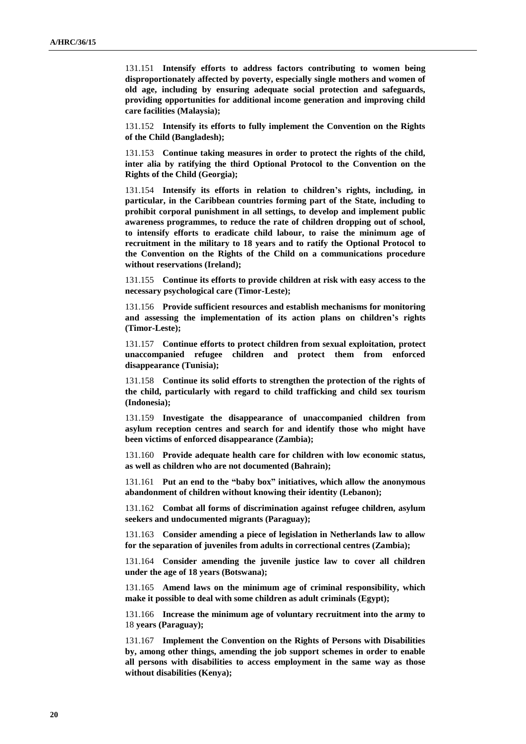131.151 **Intensify efforts to address factors contributing to women being disproportionately affected by poverty, especially single mothers and women of old age, including by ensuring adequate social protection and safeguards, providing opportunities for additional income generation and improving child care facilities (Malaysia);**

131.152 **Intensify its efforts to fully implement the Convention on the Rights of the Child (Bangladesh);**

131.153 **Continue taking measures in order to protect the rights of the child, inter alia by ratifying the third Optional Protocol to the Convention on the Rights of the Child (Georgia);**

131.154 **Intensify its efforts in relation to children's rights, including, in particular, in the Caribbean countries forming part of the State, including to prohibit corporal punishment in all settings, to develop and implement public awareness programmes, to reduce the rate of children dropping out of school, to intensify efforts to eradicate child labour, to raise the minimum age of recruitment in the military to 18 years and to ratify the Optional Protocol to the Convention on the Rights of the Child on a communications procedure without reservations (Ireland);**

131.155 **Continue its efforts to provide children at risk with easy access to the necessary psychological care (Timor-Leste);**

131.156 **Provide sufficient resources and establish mechanisms for monitoring and assessing the implementation of its action plans on children's rights (Timor-Leste);**

131.157 **Continue efforts to protect children from sexual exploitation, protect unaccompanied refugee children and protect them from enforced disappearance (Tunisia);**

131.158 **Continue its solid efforts to strengthen the protection of the rights of the child, particularly with regard to child trafficking and child sex tourism (Indonesia);**

131.159 **Investigate the disappearance of unaccompanied children from asylum reception centres and search for and identify those who might have been victims of enforced disappearance (Zambia);**

131.160 **Provide adequate health care for children with low economic status, as well as children who are not documented (Bahrain);**

131.161 **Put an end to the "baby box" initiatives, which allow the anonymous abandonment of children without knowing their identity (Lebanon);**

131.162 **Combat all forms of discrimination against refugee children, asylum seekers and undocumented migrants (Paraguay);**

131.163 **Consider amending a piece of legislation in Netherlands law to allow for the separation of juveniles from adults in correctional centres (Zambia);**

131.164 **Consider amending the juvenile justice law to cover all children under the age of 18 years (Botswana);**

131.165 **Amend laws on the minimum age of criminal responsibility, which make it possible to deal with some children as adult criminals (Egypt);**

131.166 **Increase the minimum age of voluntary recruitment into the army to** 18 **years (Paraguay);**

131.167 **Implement the Convention on the Rights of Persons with Disabilities by, among other things, amending the job support schemes in order to enable all persons with disabilities to access employment in the same way as those without disabilities (Kenya);**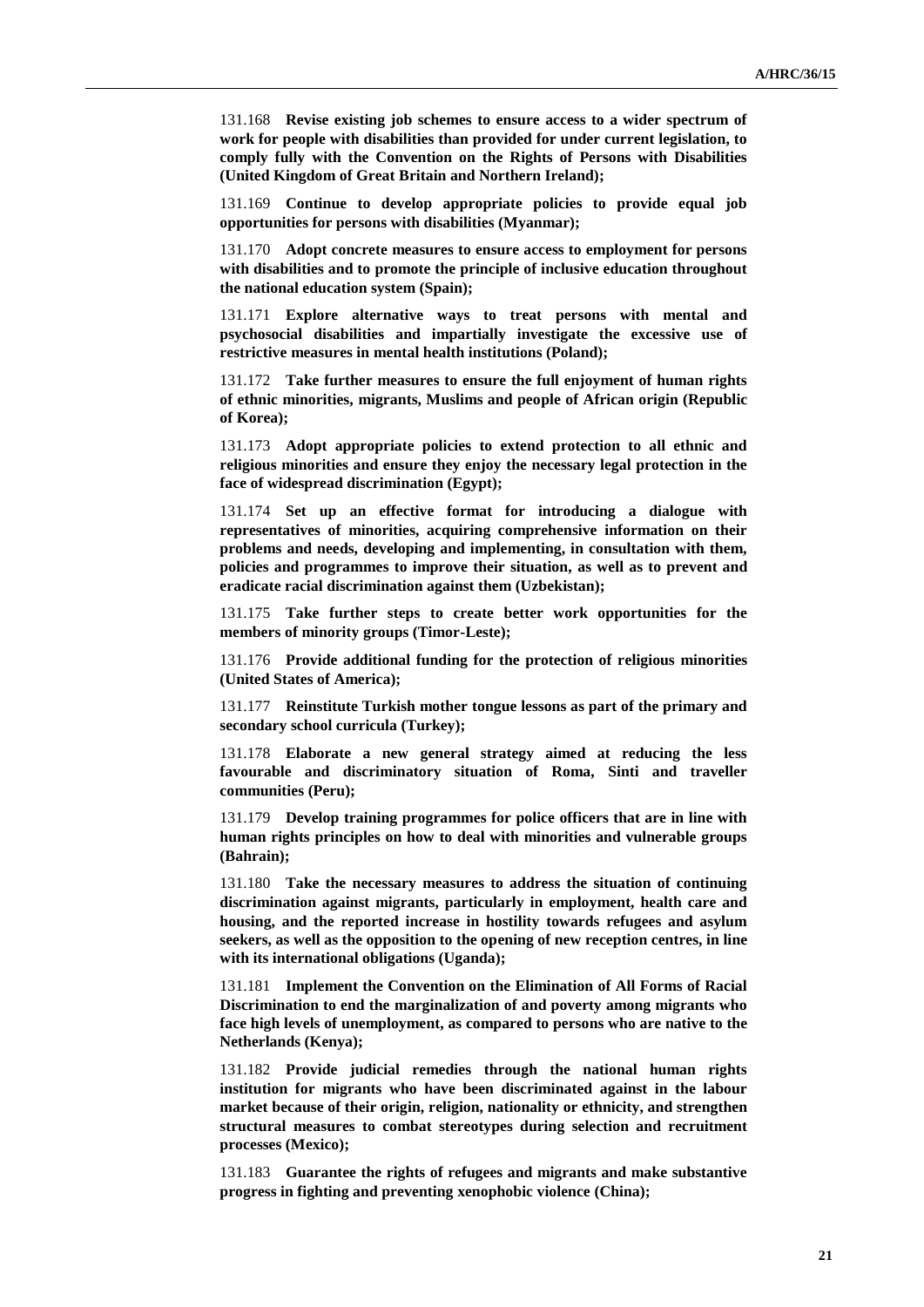131.168 **Revise existing job schemes to ensure access to a wider spectrum of work for people with disabilities than provided for under current legislation, to comply fully with the Convention on the Rights of Persons with Disabilities (United Kingdom of Great Britain and Northern Ireland);**

131.169 **Continue to develop appropriate policies to provide equal job opportunities for persons with disabilities (Myanmar);**

131.170 **Adopt concrete measures to ensure access to employment for persons with disabilities and to promote the principle of inclusive education throughout the national education system (Spain);**

131.171 **Explore alternative ways to treat persons with mental and psychosocial disabilities and impartially investigate the excessive use of restrictive measures in mental health institutions (Poland);**

131.172 **Take further measures to ensure the full enjoyment of human rights of ethnic minorities, migrants, Muslims and people of African origin (Republic of Korea);**

131.173 **Adopt appropriate policies to extend protection to all ethnic and religious minorities and ensure they enjoy the necessary legal protection in the face of widespread discrimination (Egypt);**

131.174 **Set up an effective format for introducing a dialogue with representatives of minorities, acquiring comprehensive information on their problems and needs, developing and implementing, in consultation with them, policies and programmes to improve their situation, as well as to prevent and eradicate racial discrimination against them (Uzbekistan);**

131.175 **Take further steps to create better work opportunities for the members of minority groups (Timor-Leste);**

131.176 **Provide additional funding for the protection of religious minorities (United States of America);**

131.177 **Reinstitute Turkish mother tongue lessons as part of the primary and secondary school curricula (Turkey);**

131.178 **Elaborate a new general strategy aimed at reducing the less favourable and discriminatory situation of Roma, Sinti and traveller communities (Peru);**

131.179 **Develop training programmes for police officers that are in line with human rights principles on how to deal with minorities and vulnerable groups (Bahrain);**

131.180 **Take the necessary measures to address the situation of continuing discrimination against migrants, particularly in employment, health care and housing, and the reported increase in hostility towards refugees and asylum seekers, as well as the opposition to the opening of new reception centres, in line with its international obligations (Uganda);**

131.181 **Implement the Convention on the Elimination of All Forms of Racial Discrimination to end the marginalization of and poverty among migrants who face high levels of unemployment, as compared to persons who are native to the Netherlands (Kenya);**

131.182 **Provide judicial remedies through the national human rights institution for migrants who have been discriminated against in the labour market because of their origin, religion, nationality or ethnicity, and strengthen structural measures to combat stereotypes during selection and recruitment processes (Mexico);**

131.183 **Guarantee the rights of refugees and migrants and make substantive progress in fighting and preventing xenophobic violence (China);**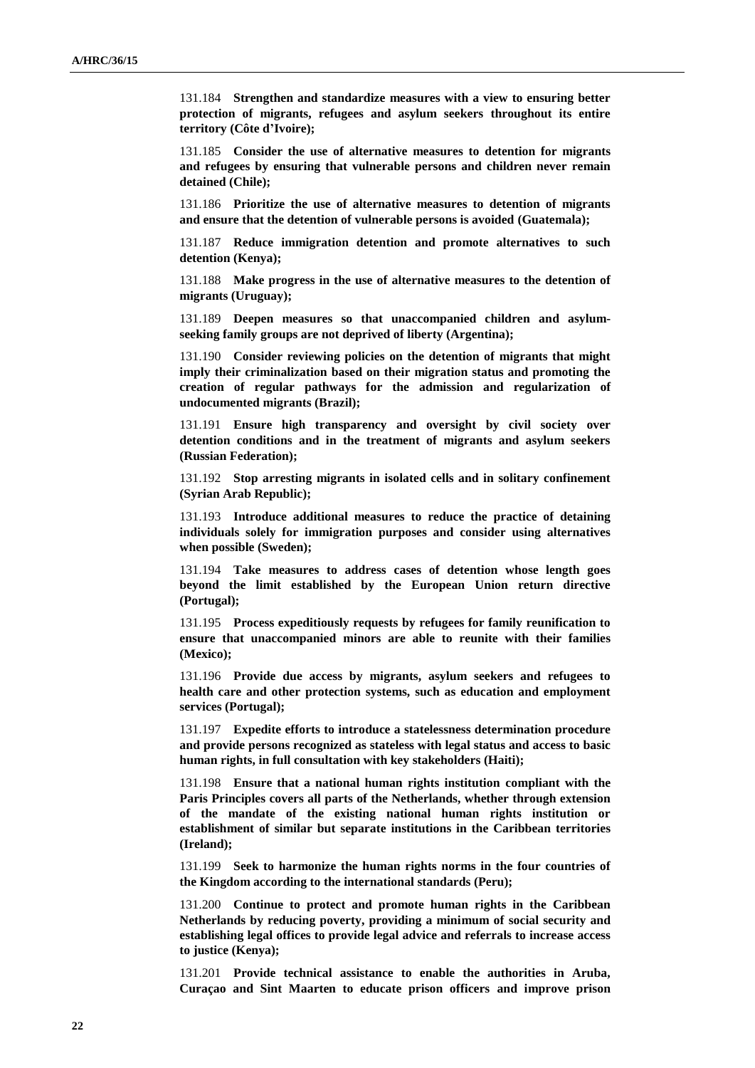131.184 **Strengthen and standardize measures with a view to ensuring better protection of migrants, refugees and asylum seekers throughout its entire territory (Côte d'Ivoire);**

131.185 **Consider the use of alternative measures to detention for migrants and refugees by ensuring that vulnerable persons and children never remain detained (Chile);**

131.186 **Prioritize the use of alternative measures to detention of migrants and ensure that the detention of vulnerable persons is avoided (Guatemala);**

131.187 **Reduce immigration detention and promote alternatives to such detention (Kenya);**

131.188 **Make progress in the use of alternative measures to the detention of migrants (Uruguay);**

131.189 **Deepen measures so that unaccompanied children and asylum-seeking family groups are not deprived of liberty (Argentina);**

131.190 **Consider reviewing policies on the detention of migrants that might imply their criminalization based on their migration status and promoting the creation of regular pathways for the admission and regularization of undocumented migrants (Brazil);**

131.191 **Ensure high transparency and oversight by civil society over detention conditions and in the treatment of migrants and asylum seekers (Russian Federation);**

131.192 **Stop arresting migrants in isolated cells and in solitary confinement (Syrian Arab Republic);**

131.193 **Introduce additional measures to reduce the practice of detaining individuals solely for immigration purposes and consider using alternatives when possible (Sweden);**

131.194 **Take measures to address cases of detention whose length goes beyond the limit established by the European Union return directive (Portugal);**

131.195 **Process expeditiously requests by refugees for family reunification to ensure that unaccompanied minors are able to reunite with their families (Mexico);**

131.196 **Provide due access by migrants, asylum seekers and refugees to health care and other protection systems, such as education and employment services (Portugal);**

131.197 **Expedite efforts to introduce a statelessness determination procedure and provide persons recognized as stateless with legal status and access to basic human rights, in full consultation with key stakeholders (Haiti);**

131.198 **Ensure that a national human rights institution compliant with the Paris Principles covers all parts of the Netherlands, whether through extension of the mandate of the existing national human rights institution or establishment of similar but separate institutions in the Caribbean territories (Ireland);**

131.199 **Seek to harmonize the human rights norms in the four countries of the Kingdom according to the international standards (Peru);**

131.200 **Continue to protect and promote human rights in the Caribbean Netherlands by reducing poverty, providing a minimum of social security and establishing legal offices to provide legal advice and referrals to increase access to justice (Kenya);**

131.201 **Provide technical assistance to enable the authorities in Aruba, Curaçao and Sint Maarten to educate prison officers and improve prison**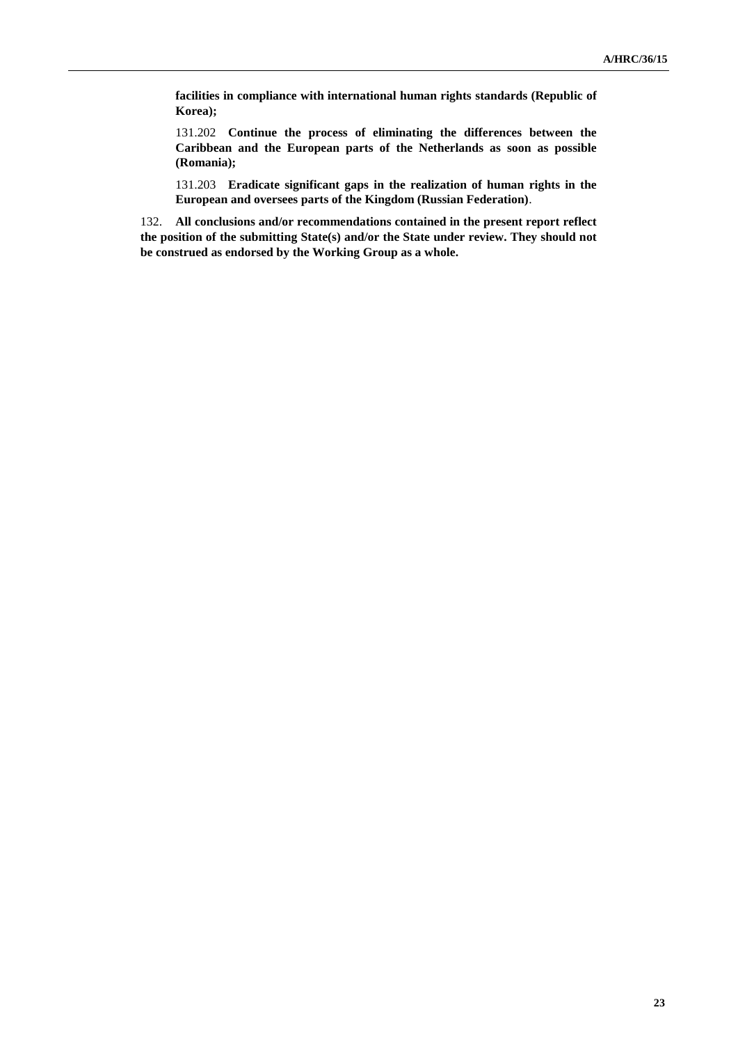**facilities in compliance with international human rights standards (Republic of Korea);**

131.202 **Continue the process of eliminating the differences between the Caribbean and the European parts of the Netherlands as soon as possible (Romania);**

131.203 **Eradicate significant gaps in the realization of human rights in the European and oversees parts of the Kingdom (Russian Federation)**.

132. **All conclusions and/or recommendations contained in the present report reflect the position of the submitting State(s) and/or the State under review. They should not be construed as endorsed by the Working Group as a whole.**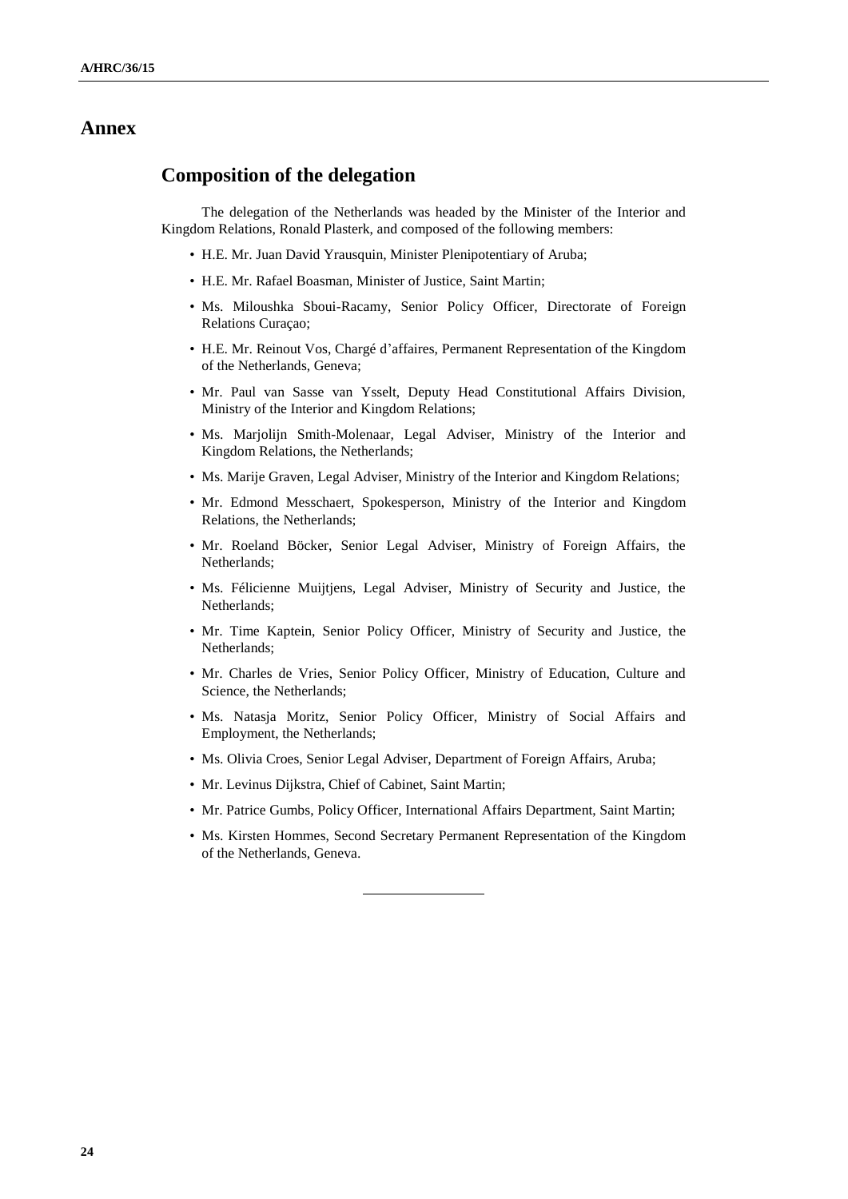# Annex

## Composition of the delegation

The delegation of the Netherlands was headed by the Minister of the Interior and Kingdom Relations, Ronald Plasterk, and composed of the following members:

- H.E. Mr. Juan David Yrausquin, Minister Plenipotentiary of Aruba;
- H.E. Mr. Rafael Boasman, Minister of Justice, Saint Martin;
- Ms. Miloushka Sboui-Racamy, Senior Policy Officer, Directorate of Foreign Relations Curaçao;
- H.E. Mr. Reinout Vos, Chargé d'affaires, Permanent Representation of the Kingdom of the Netherlands, Geneva;
- Mr. Paul van Sasse van Ysselt, Deputy Head Constitutional Affairs Division, Ministry of the Interior and Kingdom Relations;
- Ms. Marjolijn Smith-Molenaar, Legal Adviser, Ministry of the Interior and Kingdom Relations, the Netherlands;
- Ms. Marije Graven, Legal Adviser, Ministry of the Interior and Kingdom Relations;
- Mr. Edmond Messchaert, Spokesperson, Ministry of the Interior and Kingdom Relations, the Netherlands;
- Mr. Roeland Böcker, Senior Legal Adviser, Ministry of Foreign Affairs, the Netherlands;
- Ms. Félicienne Muijtjens, Legal Adviser, Ministry of Security and Justice, the Netherlands;
- Mr. Time Kaptein, Senior Policy Officer, Ministry of Security and Justice, the Netherlands;
- Mr. Charles de Vries, Senior Policy Officer, Ministry of Education, Culture and Science, the Netherlands;
- Ms. Natasja Moritz, Senior Policy Officer, Ministry of Social Affairs and Employment, the Netherlands;
- Ms. Olivia Croes, Senior Legal Adviser, Department of Foreign Affairs, Aruba;
- Mr. Levinus Dijkstra, Chief of Cabinet, Saint Martin;
- Mr. Patrice Gumbs, Policy Officer, International Affairs Department, Saint Martin;
- Ms. Kirsten Hommes, Second Secretary Permanent Representation of the Kingdom of the Netherlands, Geneva.